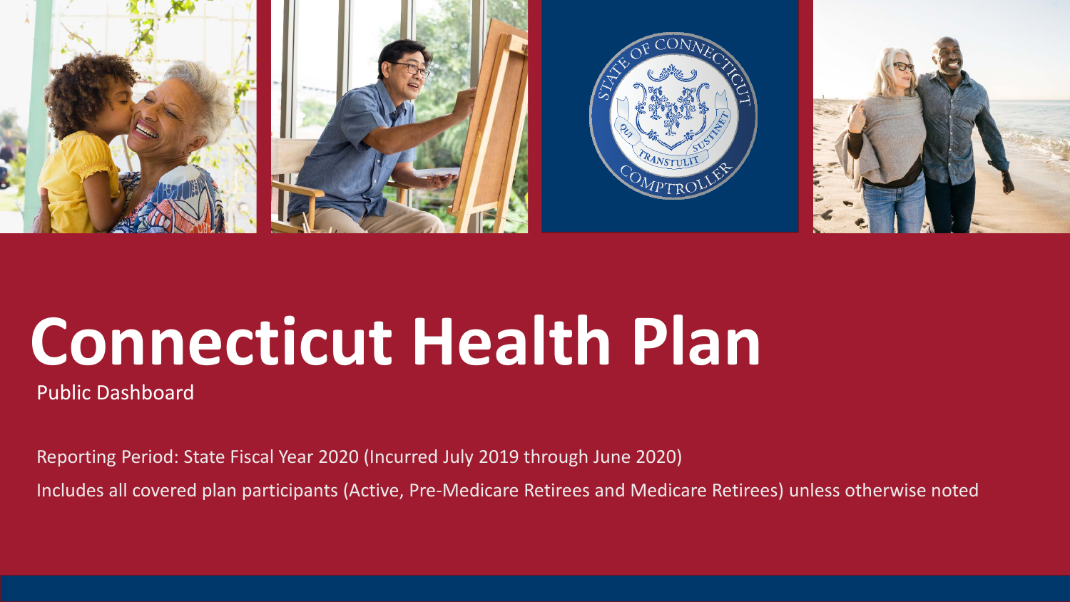# Connecticut Health Plan

Public Dashboard

Reporting Period: State Fiscal Year 2020 (Incurred July 2019 through June 2020)

Includes all covered plan participants (Active, Pre-Medicare Retirees and Medicare Retirees) unless otherwise noted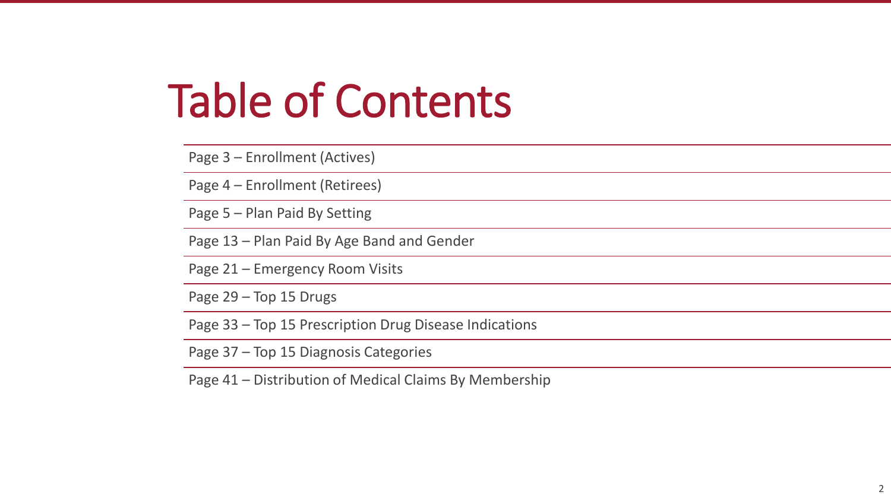# Table of Contents

- Page 3 – Enrollment (Actives)
- Page 4 – Enrollment (Retirees)
- Page 5 – Plan Paid By Setting
- Page 13 – Plan Paid By Age Band and Gender
- Page 21 – Emergency Room Visits
- Page 29 – Top 15 Drugs
- Page 33 – Top 15 Prescription Drug Disease Indications
- Page 37 – Top 15 Diagnosis Categories
- Page 41 – Distribution of Medical Claims By Membership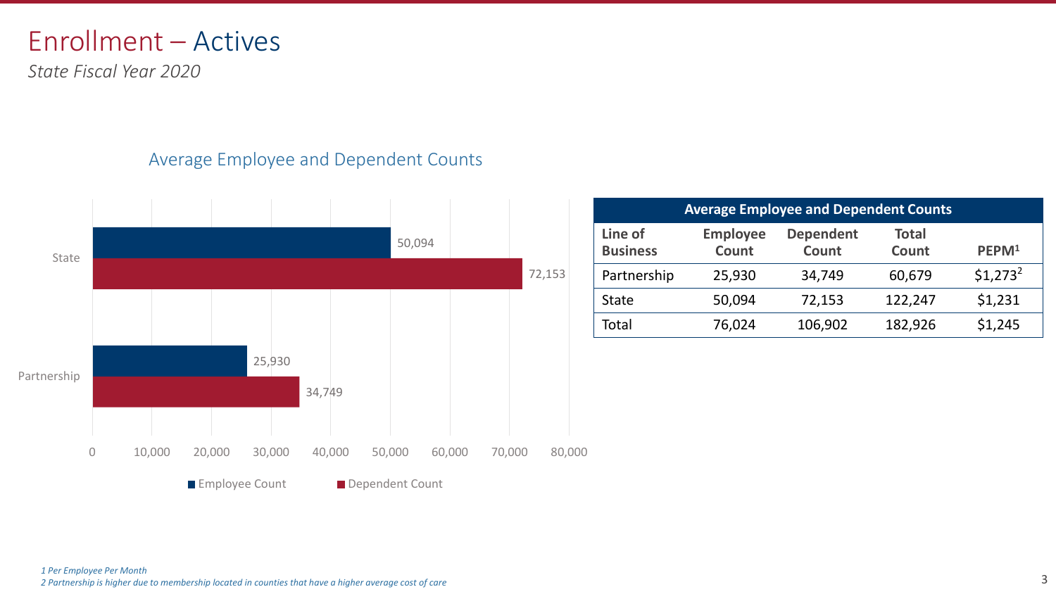# Enrollment – Actives

*State Fiscal Year 2020*

## Average Employee and Dependent Counts

| Line of Business | Employee Count | Dependent Count |
|---|---|---|
| State | 50,094 | 72,153 |
| Partnership | 25,930 | 34,749 |

| Average Employee and Dependent Counts | | | | |
|---|---|---|---|---|
| **Line of Business** | **Employee Count** | **Dependent Count** | **Total Count** | **PEPM[1]** |
| Partnership | 25,930 | 34,749 | 60,679 | $1,273[2] |
| State | 50,094 | 72,153 | 122,247 | $1,231 |
| Total | 76,024 | 106,902 | 182,926 | $1,245 |

*1 Per Employee Per Month*

*2 Partnership is higher due to membership located in counties that have a higher average cost of care*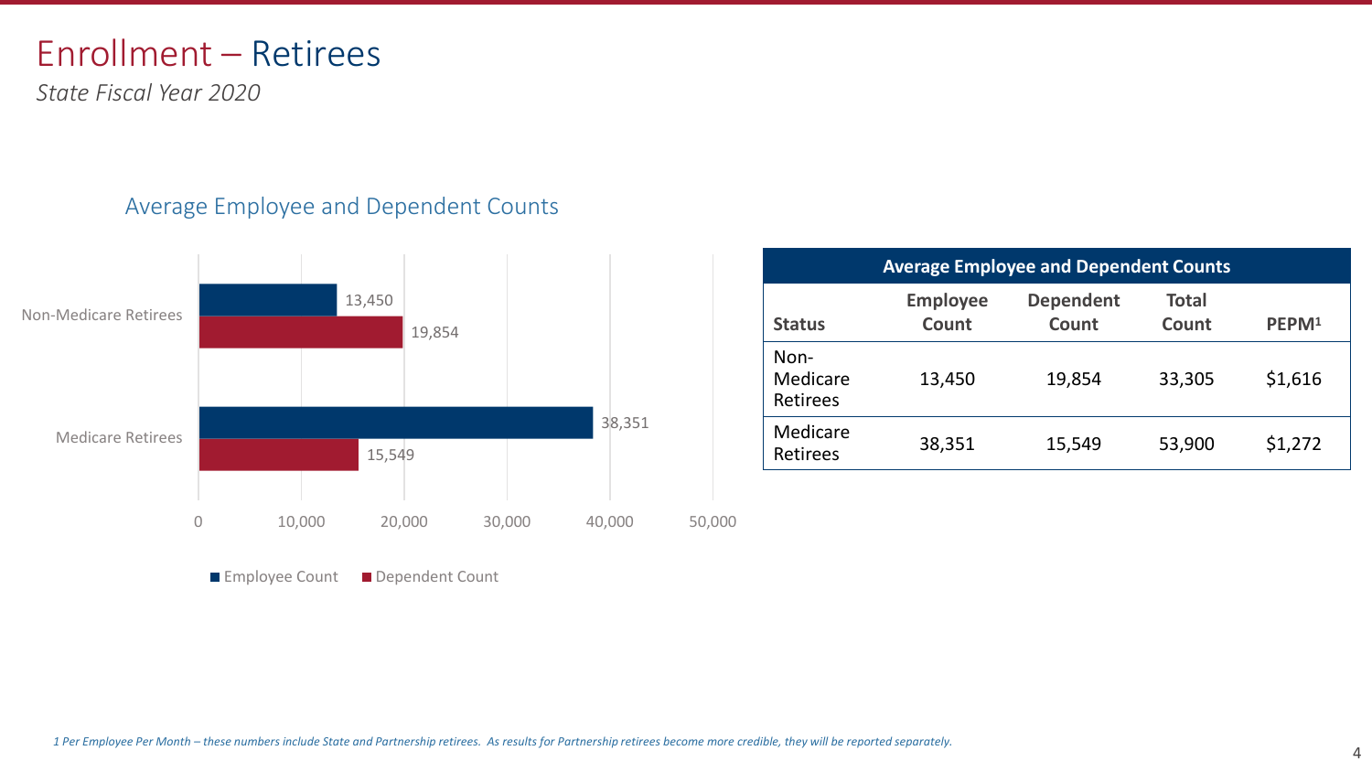# Enrollment – Retirees

*State Fiscal Year 2020*

## Average Employee and Dependent Counts

| Status | Employee Count | Dependent Count |
|---|---|---|
| Non-Medicare Retirees | 13,450 | 19,854 |
| Medicare Retirees | 38,351 | 15,549 |

| Average Employee and Dependent Counts | | | | |
|---|---|---|---|---|
| **Status** | **Employee Count** | **Dependent Count** | **Total Count** | **PEPM[1]** |
| Non-Medicare Retirees | 13,450 | 19,854 | 33,305 | $1,616 |
| Medicare Retirees | 38,351 | 15,549 | 53,900 | $1,272 |

*1 Per Employee Per Month – these numbers include State and Partnership retirees. As results for Partnership retirees become more credible, they will be reported separately.*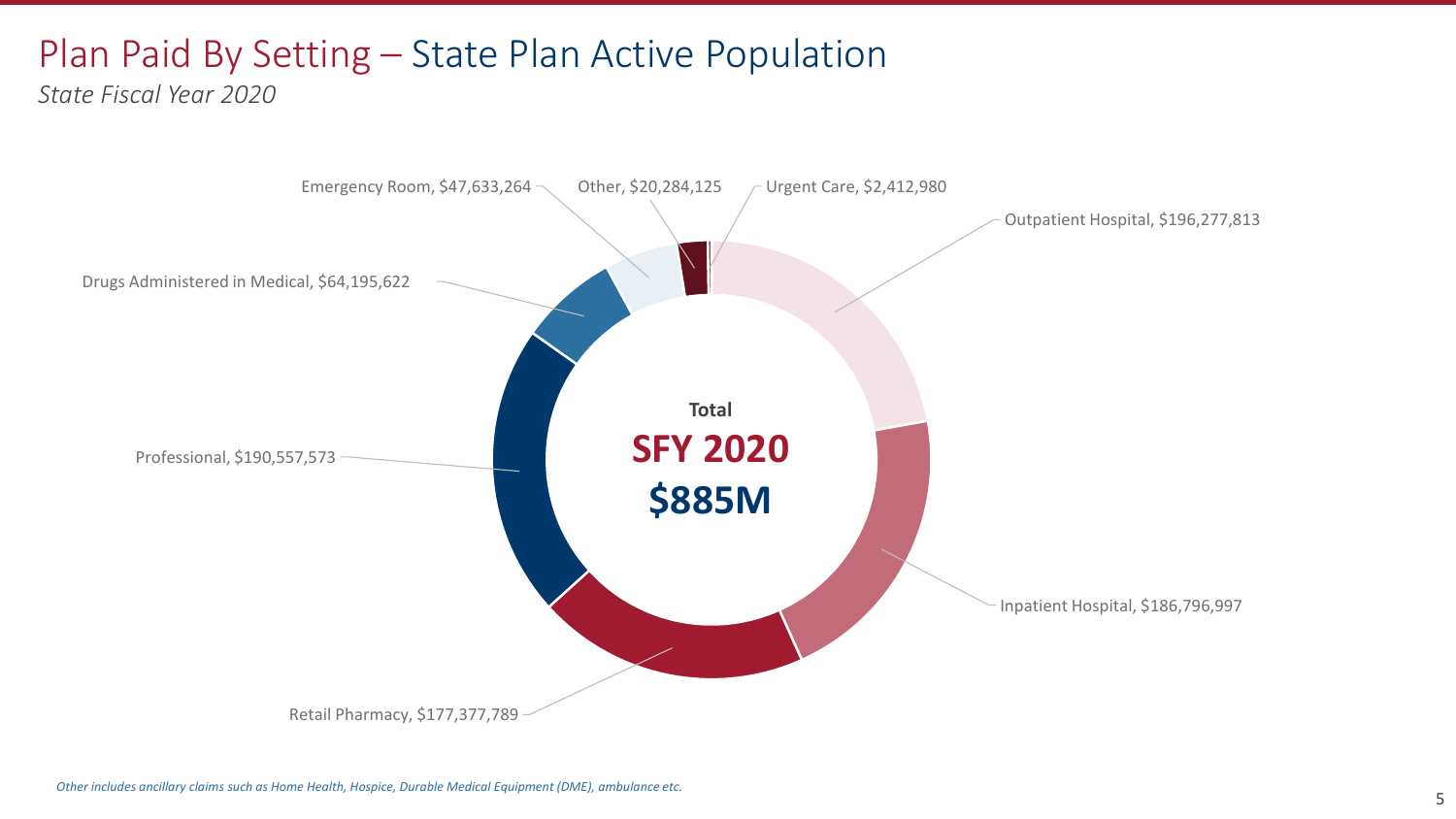# Plan Paid By Setting – State Plan Active Population

*State Fiscal Year 2020*

Emergency Room, $47,633,264

Other, $20,284,125

Urgent Care, $2,412,980

Outpatient Hospital, $196,277,813

Drugs Administered in Medical, $64,195,622

Professional, $190,557,573

**Total**

**SFY 2020**

**$885M**

Inpatient Hospital, $186,796,997

Retail Pharmacy, $177,377,789

*Other includes ancillary claims such as Home Health, Hospice, Durable Medical Equipment (DME), ambulance etc.*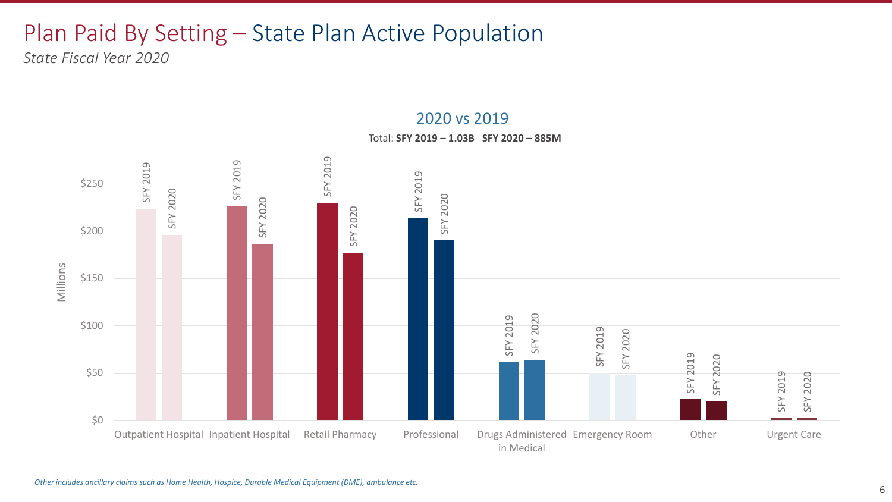# Plan Paid By Setting – State Plan Active Population

*State Fiscal Year 2020*

## 2020 vs 2019

Total: **SFY 2019 – 1.03B SFY 2020 – 885M**

Millions

| Setting | SFY 2019 | SFY 2020 |
|---|---|---|
| Outpatient Hospital | | |
| Inpatient Hospital | | |
| Retail Pharmacy | | |
| Professional | | |
| Drugs Administered in Medical | | |
| Emergency Room | | |
| Other | | |
| Urgent Care | | |

*Other includes ancillary claims such as Home Health, Hospice, Durable Medical Equipment (DME), ambulance etc.*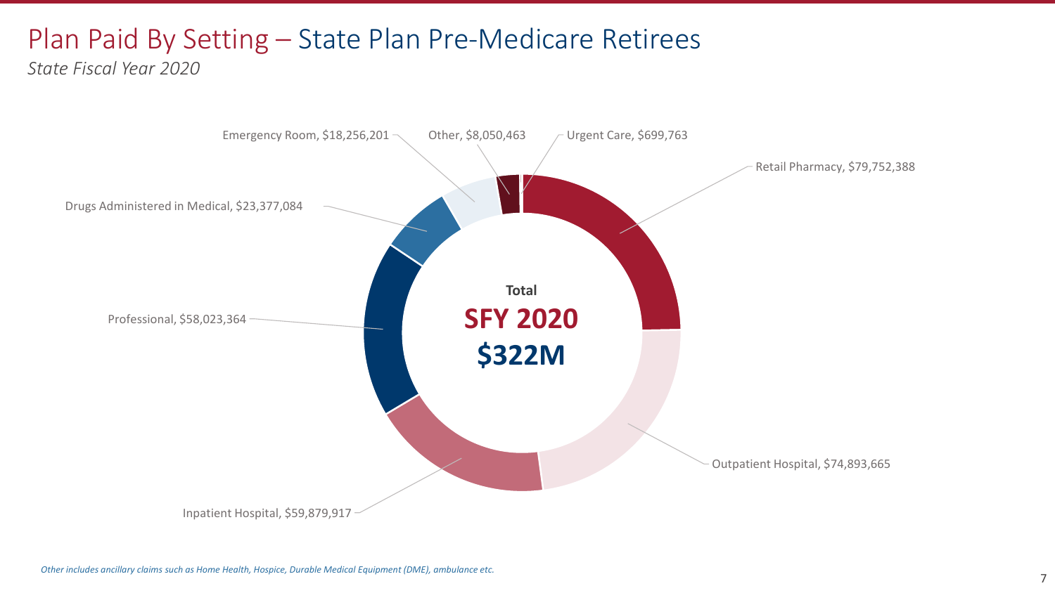# Plan Paid By Setting – State Plan Pre-Medicare Retirees

*State Fiscal Year 2020*

Emergency Room, $18,256,201

Other, $8,050,463

Urgent Care, $699,763

Retail Pharmacy, $79,752,388

Drugs Administered in Medical, $23,377,084

**Total**

**SFY 2020**

**$322M**

Professional, $58,023,364

Outpatient Hospital, $74,893,665

Inpatient Hospital, $59,879,917

*Other includes ancillary claims such as Home Health, Hospice, Durable Medical Equipment (DME), ambulance etc.*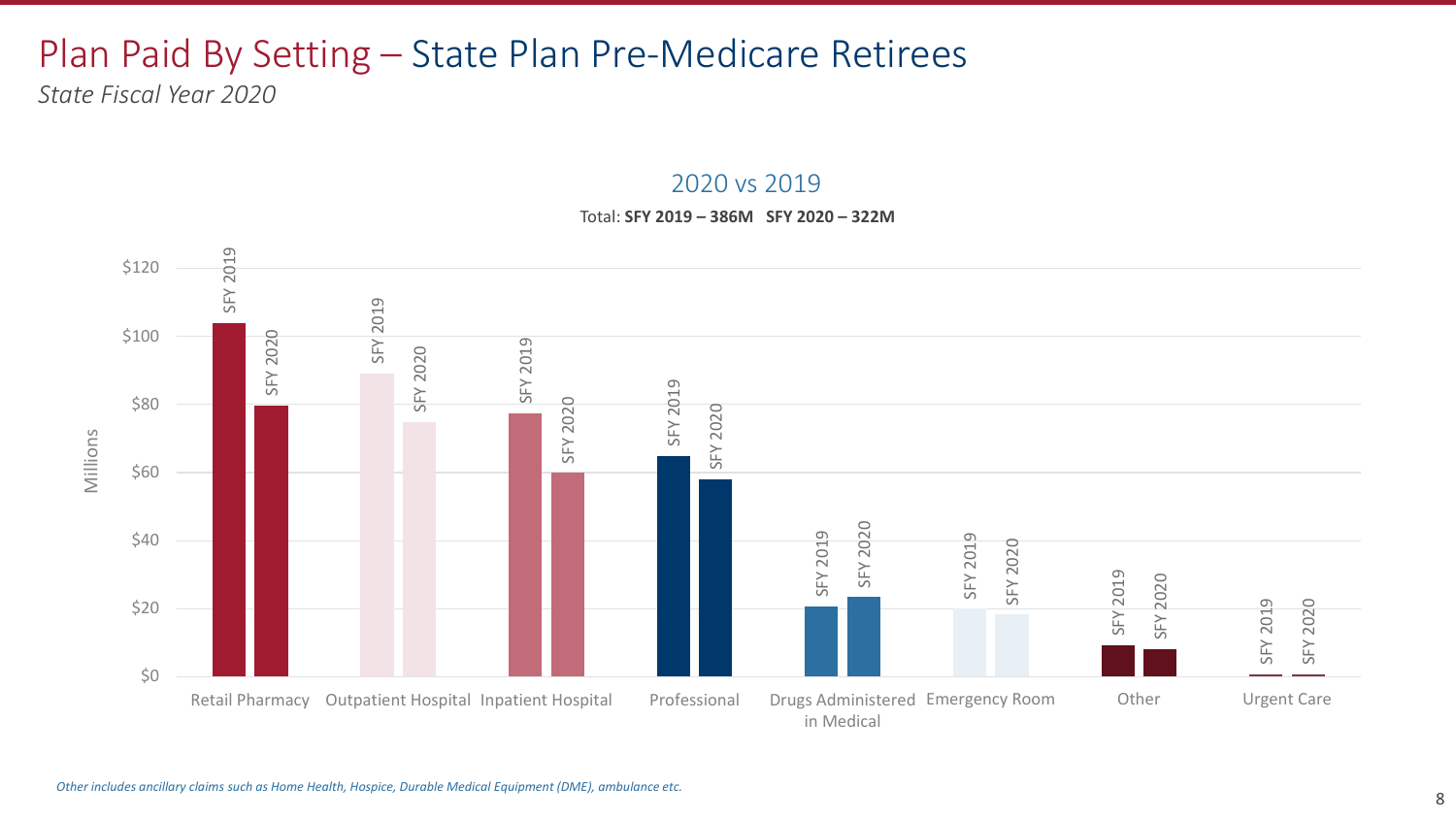# Plan Paid By Setting – State Plan Pre-Medicare Retirees

*State Fiscal Year 2020*

## 2020 vs 2019

Total: **SFY 2019 – 386M SFY 2020 – 322M**

| Setting (Millions) | SFY 2019 | SFY 2020 |
|---|---|---|
| Retail Pharmacy | ~$104 | ~$80 |
| Outpatient Hospital | ~$89 | ~$75 |
| Inpatient Hospital | ~$77 | ~$60 |
| Professional | ~$65 | ~$58 |
| Drugs Administered in Medical | ~$21 | ~$23 |
| Emergency Room | ~$20 | ~$18 |
| Other | ~$9 | ~$8 |
| Urgent Care | ~$1 | ~$1 |

*Other includes ancillary claims such as Home Health, Hospice, Durable Medical Equipment (DME), ambulance etc.*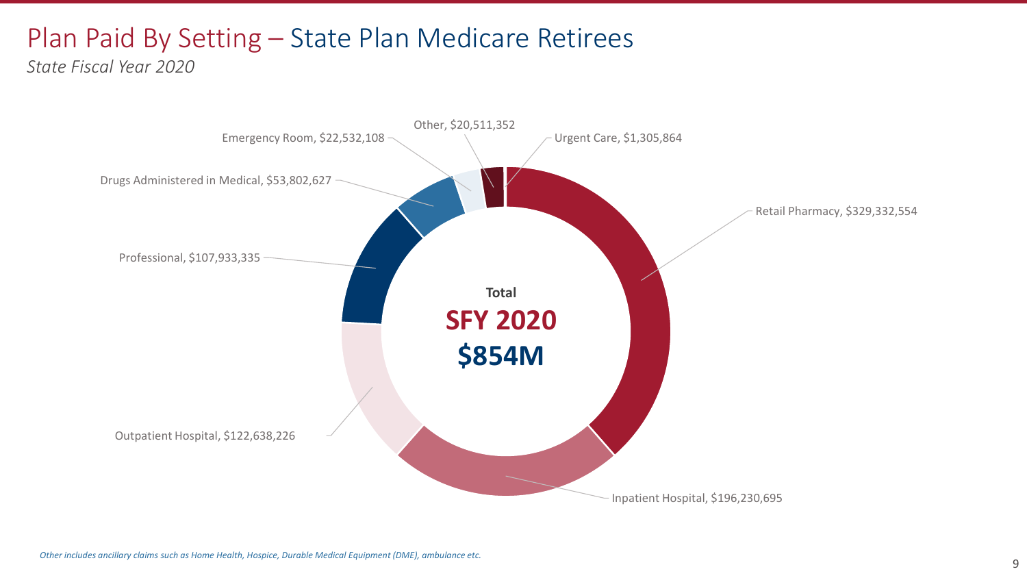# Plan Paid By Setting – State Plan Medicare Retirees

*State Fiscal Year 2020*

**Total**

**SFY 2020**

**$854M**

| Setting | Plan Paid |
| --- | --- |
| Retail Pharmacy | $329,332,554 |
| Inpatient Hospital | $196,230,695 |
| Outpatient Hospital | $122,638,226 |
| Professional | $107,933,335 |
| Drugs Administered in Medical | $53,802,627 |
| Emergency Room | $22,532,108 |
| Other | $20,511,352 |
| Urgent Care | $1,305,864 |

*Other includes ancillary claims such as Home Health, Hospice, Durable Medical Equipment (DME), ambulance etc.*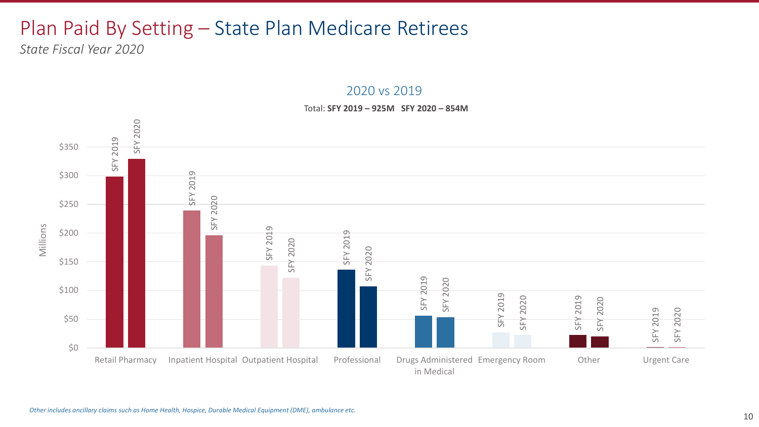# Plan Paid By Setting – State Plan Medicare Retirees

*State Fiscal Year 2020*

## 2020 vs 2019

Total: **SFY 2019 – 925M SFY 2020 – 854M**

Millions

| Setting | SFY 2019 | SFY 2020 |
|---|---|---|
| Retail Pharmacy | | |
| Inpatient Hospital | | |
| Outpatient Hospital | | |
| Professional | | |
| Drugs Administered in Medical | | |
| Emergency Room | | |
| Other | | |
| Urgent Care | | |

*Other includes ancillary claims such as Home Health, Hospice, Durable Medical Equipment (DME), ambulance etc.*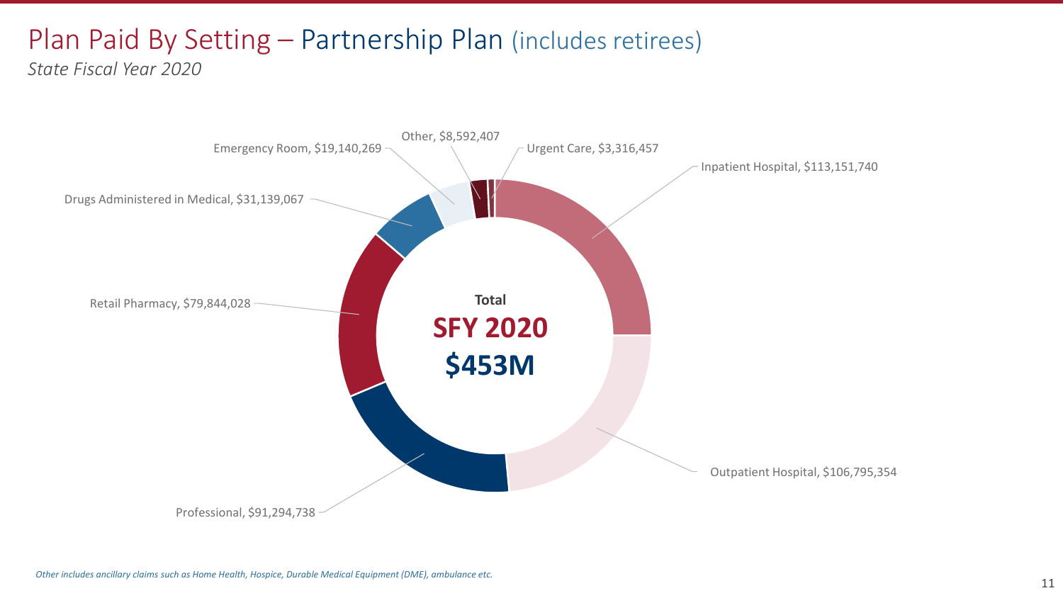# Plan Paid By Setting – Partnership Plan (includes retirees)

*State Fiscal Year 2020*

Total
**SFY 2020**
**$453M**

| Setting | Plan Paid |
| --- | --- |
| Inpatient Hospital | $113,151,740 |
| Outpatient Hospital | $106,795,354 |
| Professional | $91,294,738 |
| Retail Pharmacy | $79,844,028 |
| Drugs Administered in Medical | $31,139,067 |
| Emergency Room | $19,140,269 |
| Other | $8,592,407 |
| Urgent Care | $3,316,457 |

*Other includes ancillary claims such as Home Health, Hospice, Durable Medical Equipment (DME), ambulance etc.*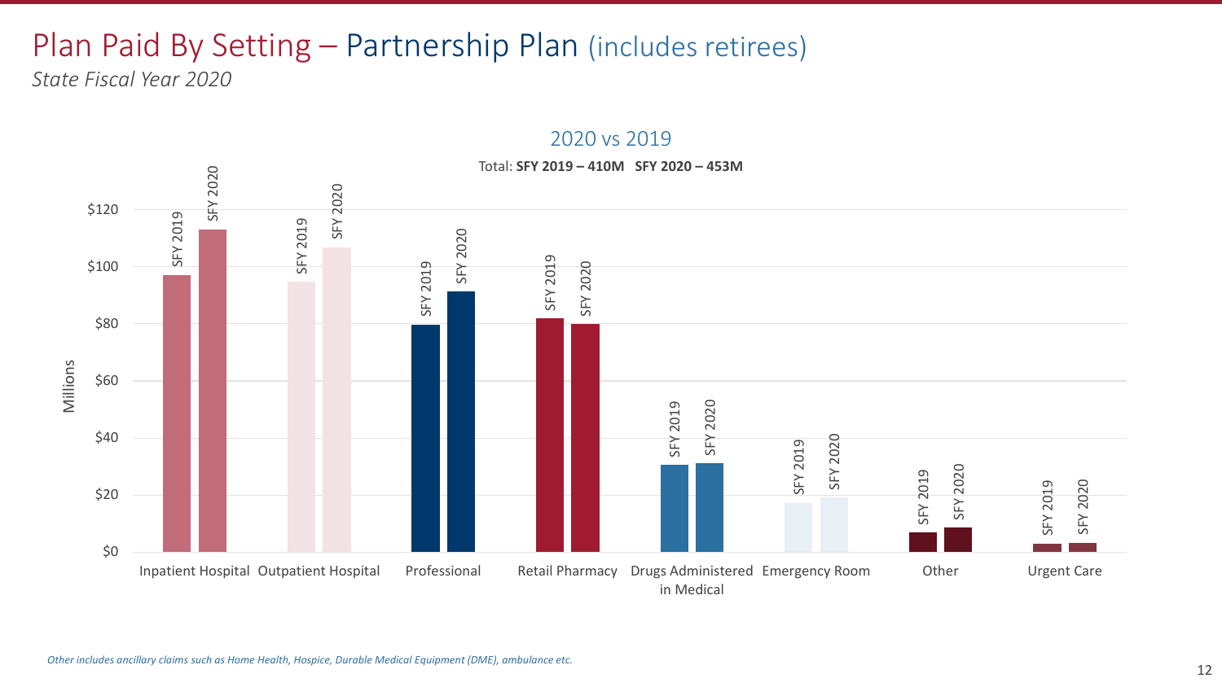# Plan Paid By Setting – Partnership Plan (includes retirees)

*State Fiscal Year 2020*

## 2020 vs 2019

Total: **SFY 2019 – 410M SFY 2020 – 453M**

Millions

| Setting | SFY 2019 | SFY 2020 |
|---|---|---|
| Inpatient Hospital | | |
| Outpatient Hospital | | |
| Professional | | |
| Retail Pharmacy | | |
| Drugs Administered in Medical | | |
| Emergency Room | | |
| Other | | |
| Urgent Care | | |

*Other includes ancillary claims such as Home Health, Hospice, Durable Medical Equipment (DME), ambulance etc.*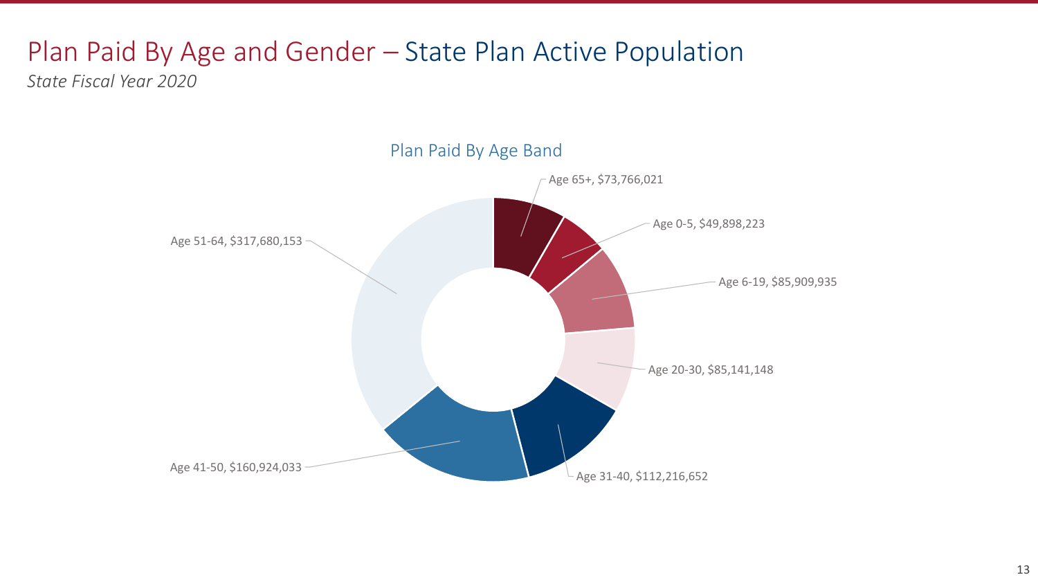# Plan Paid By Age and Gender – State Plan Active Population

*State Fiscal Year 2020*

## Plan Paid By Age Band

| Age Band | Plan Paid |
| --- | --- |
| Age 65+ | $73,766,021 |
| Age 0-5 | $49,898,223 |
| Age 6-19 | $85,909,935 |
| Age 20-30 | $85,141,148 |
| Age 31-40 | $112,216,652 |
| Age 41-50 | $160,924,033 |
| Age 51-64 | $317,680,153 |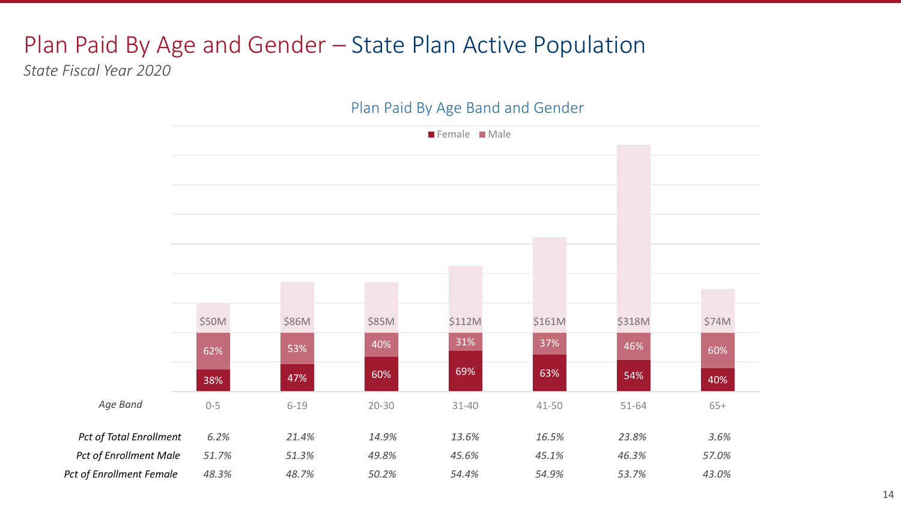# Plan Paid By Age and Gender – State Plan Active Population

*State Fiscal Year 2020*

## Plan Paid By Age Band and Gender

| Age Band | 0-5 | 6-19 | 20-30 | 31-40 | 41-50 | 51-64 | 65+ |
|---|---|---|---|---|---|---|---|
| Plan Paid | $50M | $86M | $85M | $112M | $161M | $318M | $74M |
| Male | 62% | 53% | 40% | 31% | 37% | 46% | 60% |
| Female | 38% | 47% | 60% | 69% | 63% | 54% | 40% |
| *Pct of Total Enrollment* | *6.2%* | *21.4%* | *14.9%* | *13.6%* | *16.5%* | *23.8%* | *3.6%* |
| *Pct of Enrollment Male* | *51.7%* | *51.3%* | *49.8%* | *45.6%* | *45.1%* | *46.3%* | *57.0%* |
| *Pct of Enrollment Female* | *48.3%* | *48.7%* | *50.2%* | *54.4%* | *54.9%* | *53.7%* | *43.0%* |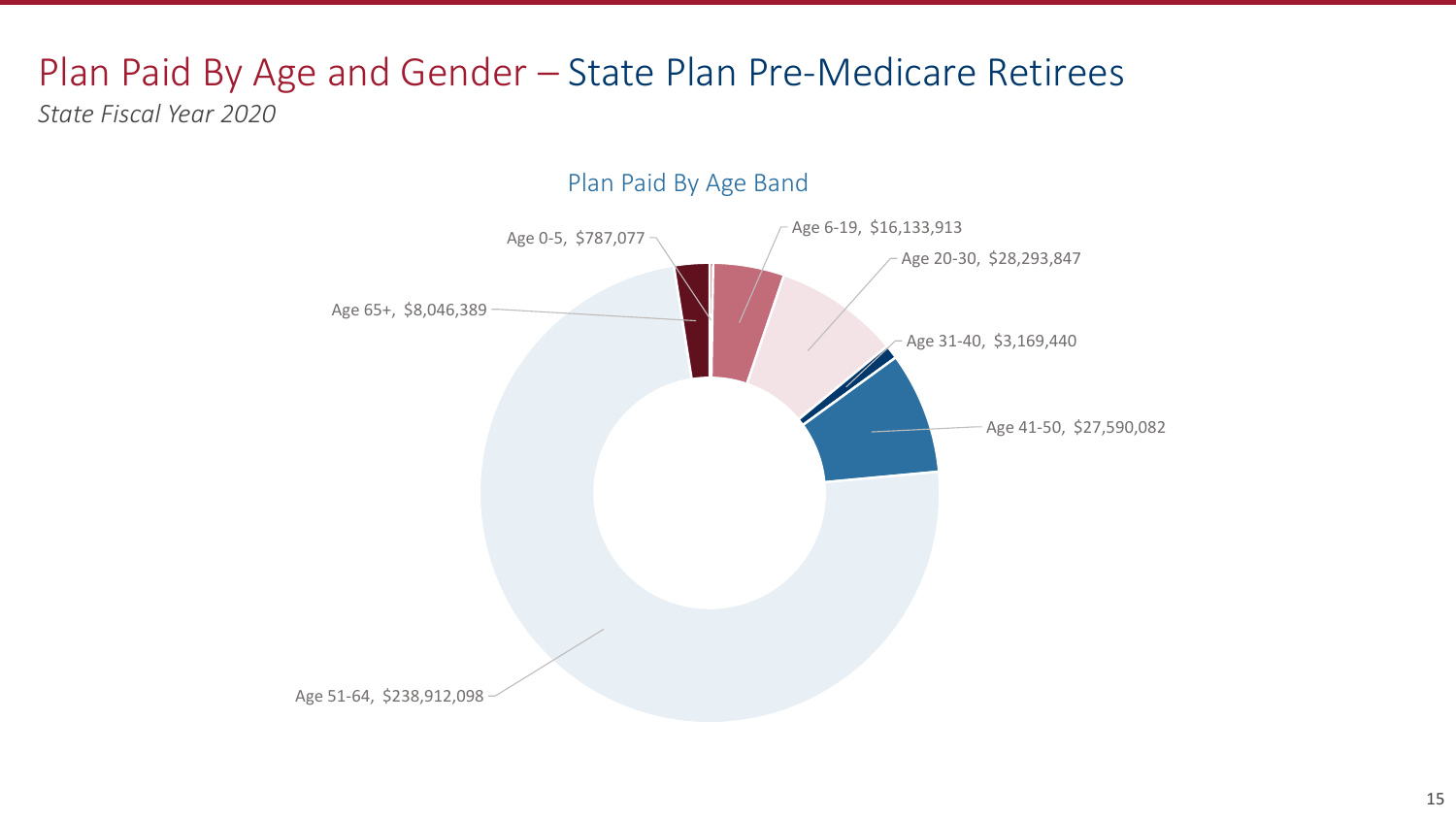# Plan Paid By Age and Gender – State Plan Pre-Medicare Retirees

*State Fiscal Year 2020*

## Plan Paid By Age Band

| Age Band | Plan Paid |
|---|---|
| Age 0-5 | $787,077 |
| Age 6-19 | $16,133,913 |
| Age 20-30 | $28,293,847 |
| Age 31-40 | $3,169,440 |
| Age 41-50 | $27,590,082 |
| Age 51-64 | $238,912,098 |
| Age 65+ | $8,046,389 |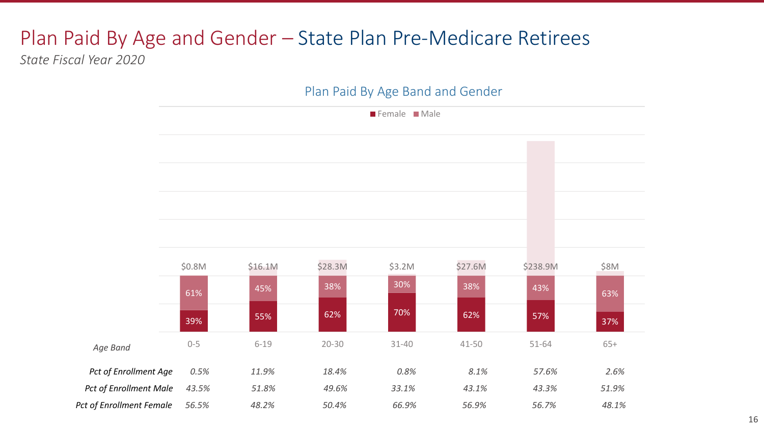# Plan Paid By Age and Gender – State Plan Pre-Medicare Retirees

*State Fiscal Year 2020*

## Plan Paid By Age Band and Gender

| Age Band | 0-5 | 6-19 | 20-30 | 31-40 | 41-50 | 51-64 | 65+ |
|---|---|---|---|---|---|---|---|
| Plan Paid | $0.8M | $16.1M | $28.3M | $3.2M | $27.6M | $238.9M | $8M |
| Male | 61% | 45% | 38% | 30% | 38% | 43% | 63% |
| Female | 39% | 55% | 62% | 70% | 62% | 57% | 37% |
| *Pct of Enrollment Age* | *0.5%* | *11.9%* | *18.4%* | *0.8%* | *8.1%* | *57.6%* | *2.6%* |
| *Pct of Enrollment Male* | *43.5%* | *51.8%* | *49.6%* | *33.1%* | *43.1%* | *43.3%* | *51.9%* |
| *Pct of Enrollment Female* | *56.5%* | *48.2%* | *50.4%* | *66.9%* | *56.9%* | *56.7%* | *48.1%* |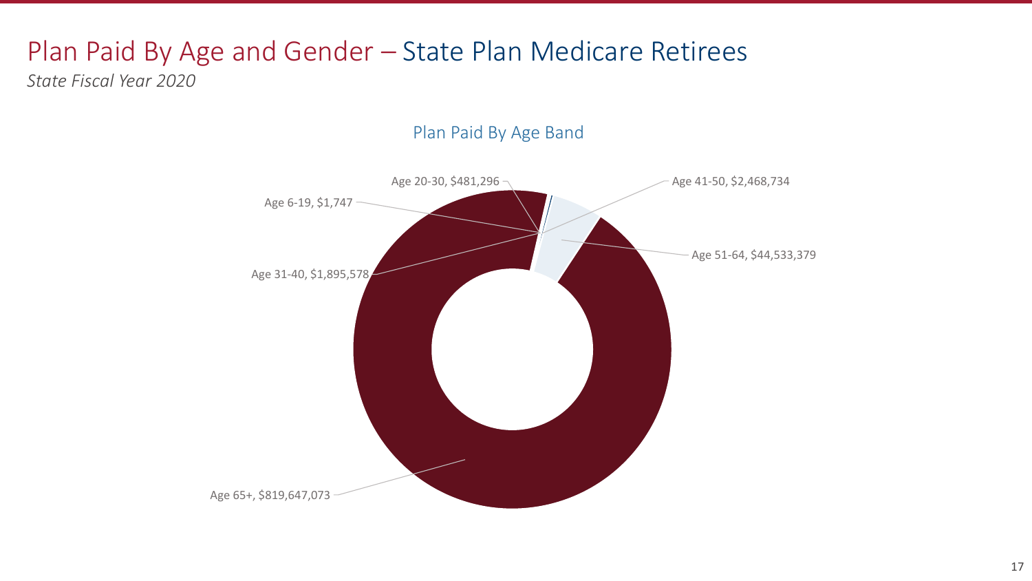# Plan Paid By Age and Gender – State Plan Medicare Retirees

*State Fiscal Year 2020*

## Plan Paid By Age Band

| Age Band | Plan Paid |
|---|---|
| Age 6-19 | $1,747 |
| Age 20-30 | $481,296 |
| Age 31-40 | $1,895,578 |
| Age 41-50 | $2,468,734 |
| Age 51-64 | $44,533,379 |
| Age 65+ | $819,647,073 |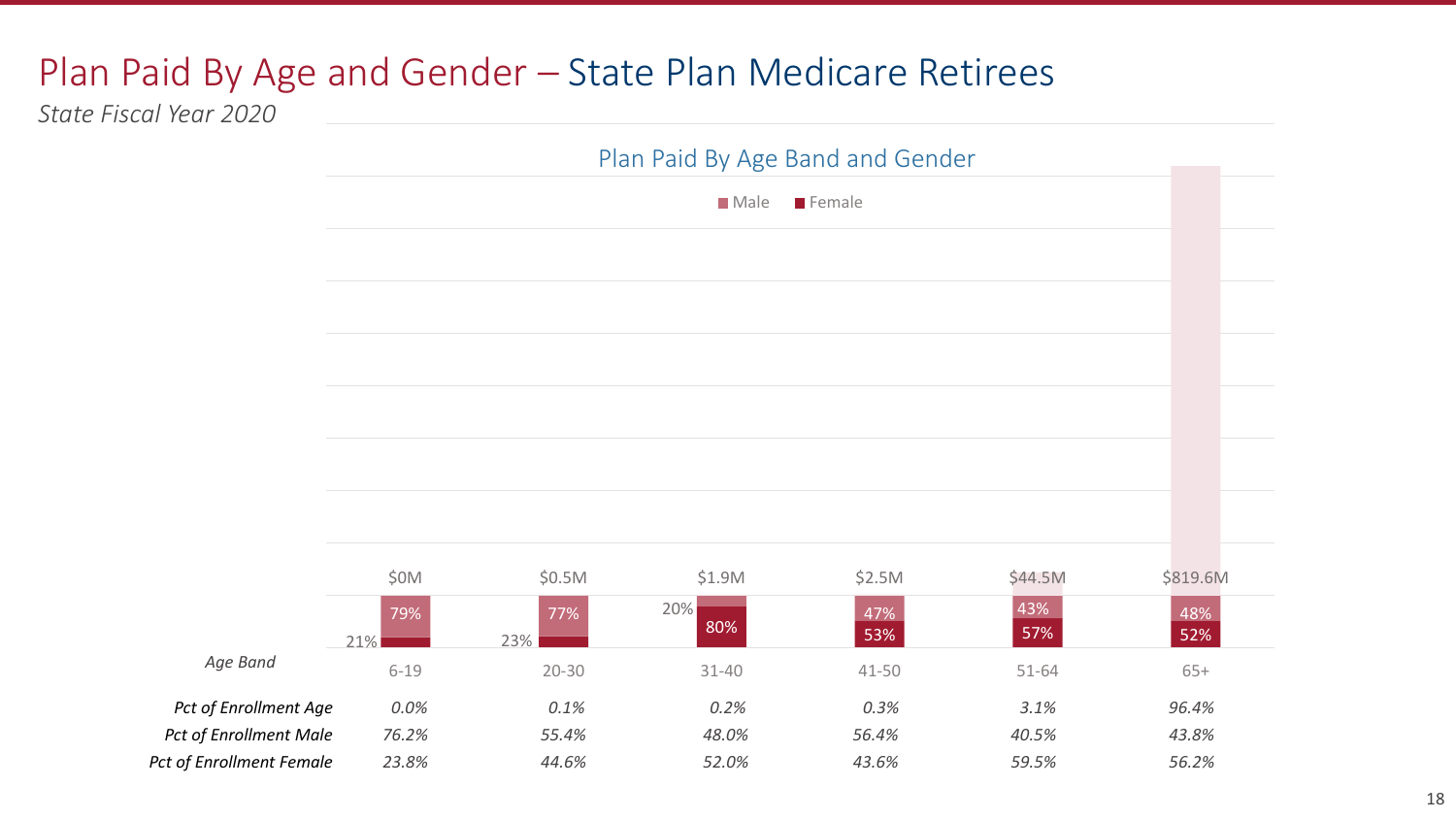# Plan Paid By Age and Gender – State Plan Medicare Retirees

*State Fiscal Year 2020*

## Plan Paid By Age Band and Gender

| Age Band | 6-19 | 20-30 | 31-40 | 41-50 | 51-64 | 65+ |
|---|---|---|---|---|---|---|
| Plan Paid | $0M | $0.5M | $1.9M | $2.5M | $44.5M | $819.6M |
| Male | 79% | 77% | 20% | 47% | 43% | 48% |
| Female | 21% | 23% | 80% | 53% | 57% | 52% |
| *Pct of Enrollment Age* | *0.0%* | *0.1%* | *0.2%* | *0.3%* | *3.1%* | *96.4%* |
| *Pct of Enrollment Male* | *76.2%* | *55.4%* | *48.0%* | *56.4%* | *40.5%* | *43.8%* |
| *Pct of Enrollment Female* | *23.8%* | *44.6%* | *52.0%* | *43.6%* | *59.5%* | *56.2%* |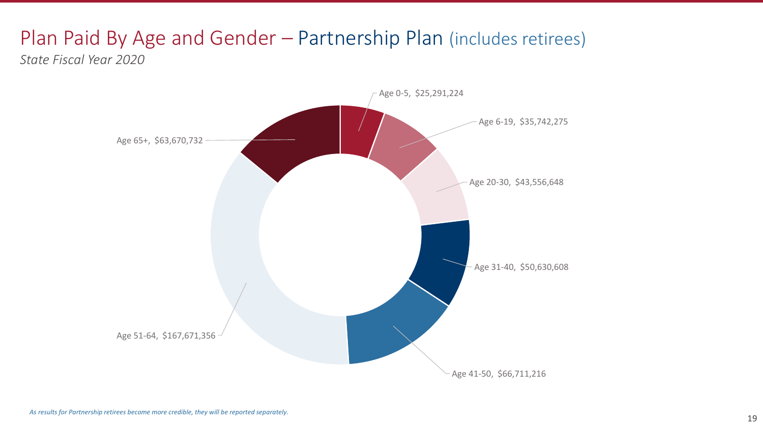# Plan Paid By Age and Gender – Partnership Plan (includes retirees)

*State Fiscal Year 2020*

Age 0-5, $25,291,224

Age 6-19, $35,742,275

Age 20-30, $43,556,648

Age 31-40, $50,630,608

Age 41-50, $66,711,216

Age 51-64, $167,671,356

Age 65+, $63,670,732

*As results for Partnership retirees become more credible, they will be reported separately.*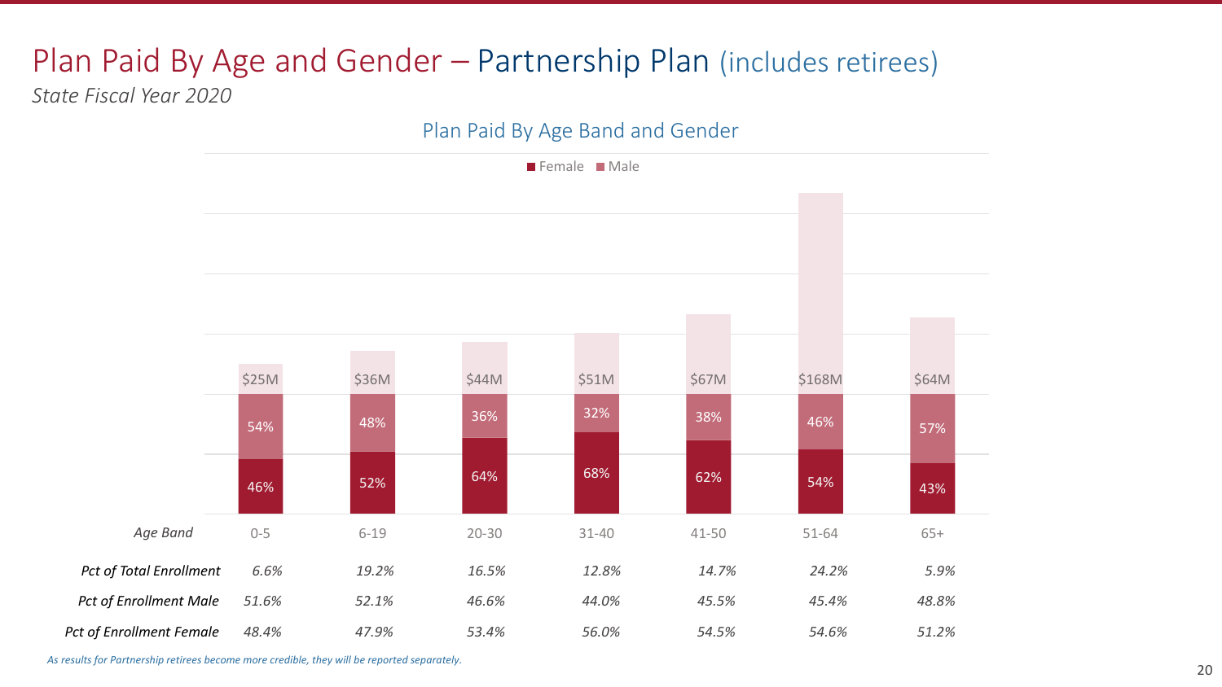# Plan Paid By Age and Gender – Partnership Plan (includes retirees)

*State Fiscal Year 2020*

## Plan Paid By Age Band and Gender

| Age Band | 0-5 | 6-19 | 20-30 | 31-40 | 41-50 | 51-64 | 65+ |
|---|---|---|---|---|---|---|---|
| Total Plan Paid | $25M | $36M | $44M | $51M | $67M | $168M | $64M |
| Male | 54% | 48% | 36% | 32% | 38% | 46% | 57% |
| Female | 46% | 52% | 64% | 68% | 62% | 54% | 43% |
| *Pct of Total Enrollment* | *6.6%* | *19.2%* | *16.5%* | *12.8%* | *14.7%* | *24.2%* | *5.9%* |
| *Pct of Enrollment Male* | *51.6%* | *52.1%* | *46.6%* | *44.0%* | *45.5%* | *45.4%* | *48.8%* |
| *Pct of Enrollment Female* | *48.4%* | *47.9%* | *53.4%* | *56.0%* | *54.5%* | *54.6%* | *51.2%* |

*As results for Partnership retirees become more credible, they will be reported separately.*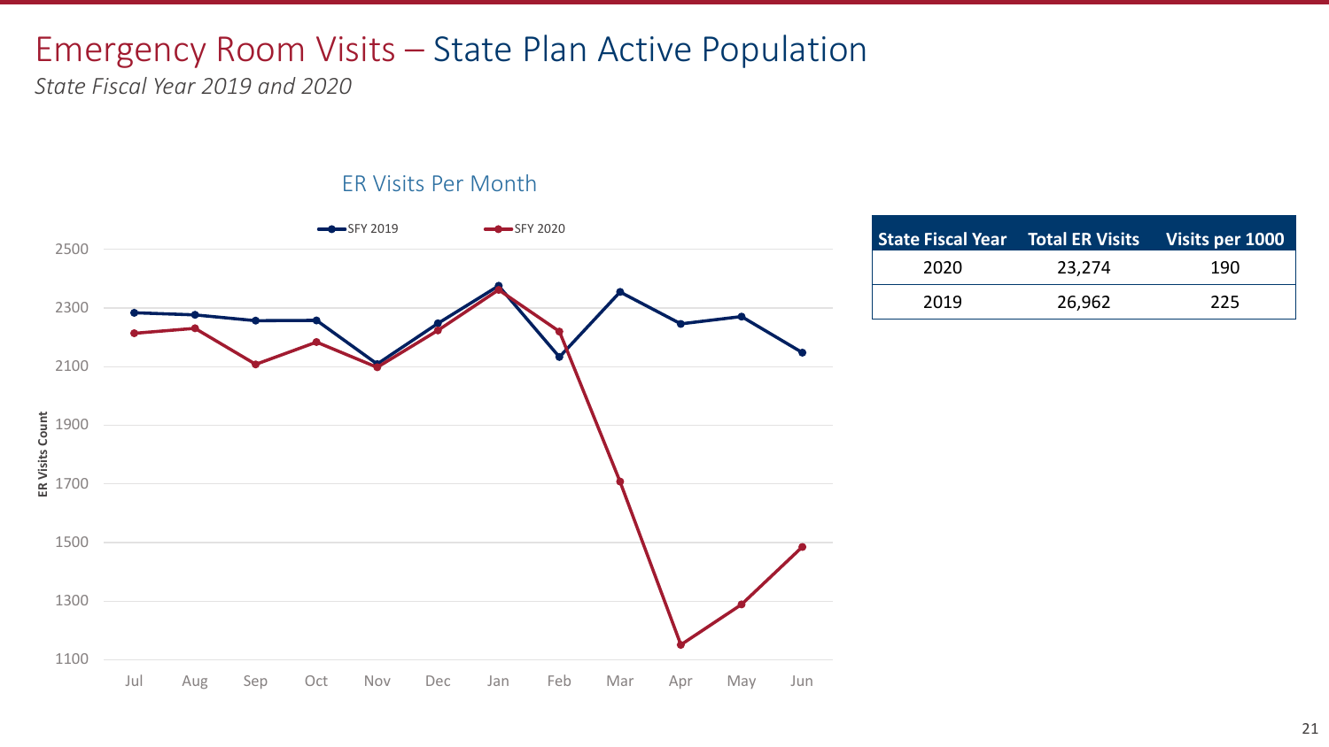# Emergency Room Visits – State Plan Active Population

*State Fiscal Year 2019 and 2020*

ER Visits Per Month

| State Fiscal Year | Total ER Visits | Visits per 1000 |
|---|---|---|
| 2020 | 23,274 | 190 |
| 2019 | 26,962 | 225 |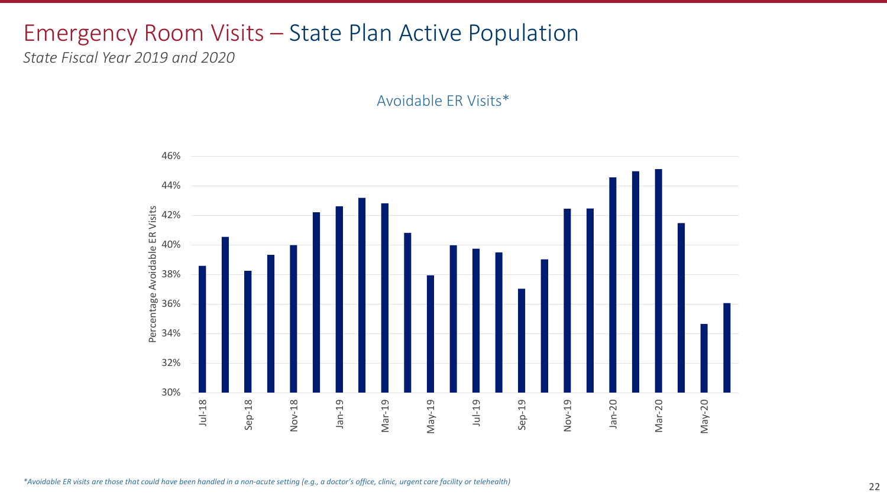# Emergency Room Visits – State Plan Active Population

*State Fiscal Year 2019 and 2020*

Avoidable ER Visits*

Percentage Avoidable ER Visits

46%
44%
42%
40%
38%
36%
34%
32%
30%

Jul-18 Sep-18 Nov-18 Jan-19 Mar-19 May-19 Jul-19 Sep-19 Nov-19 Jan-20 Mar-20 May-20

*Avoidable ER visits are those that could have been handled in a non-acute setting (e.g., a doctor's office, clinic, urgent care facility or telehealth)*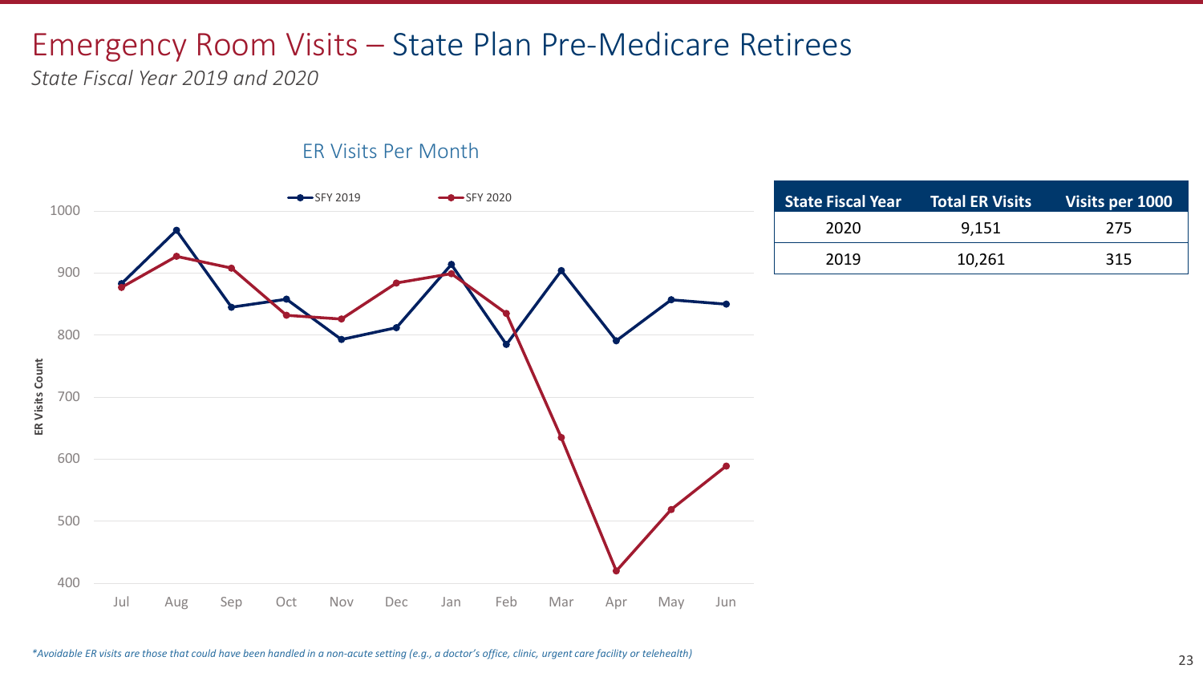# Emergency Room Visits – State Plan Pre-Medicare Retirees

*State Fiscal Year 2019 and 2020*

ER Visits Per Month

| State Fiscal Year | Total ER Visits | Visits per 1000 |
|---|---|---|
| 2020 | 9,151 | 275 |
| 2019 | 10,261 | 315 |

*\*Avoidable ER visits are those that could have been handled in a non-acute setting (e.g., a doctor's office, clinic, urgent care facility or telehealth)*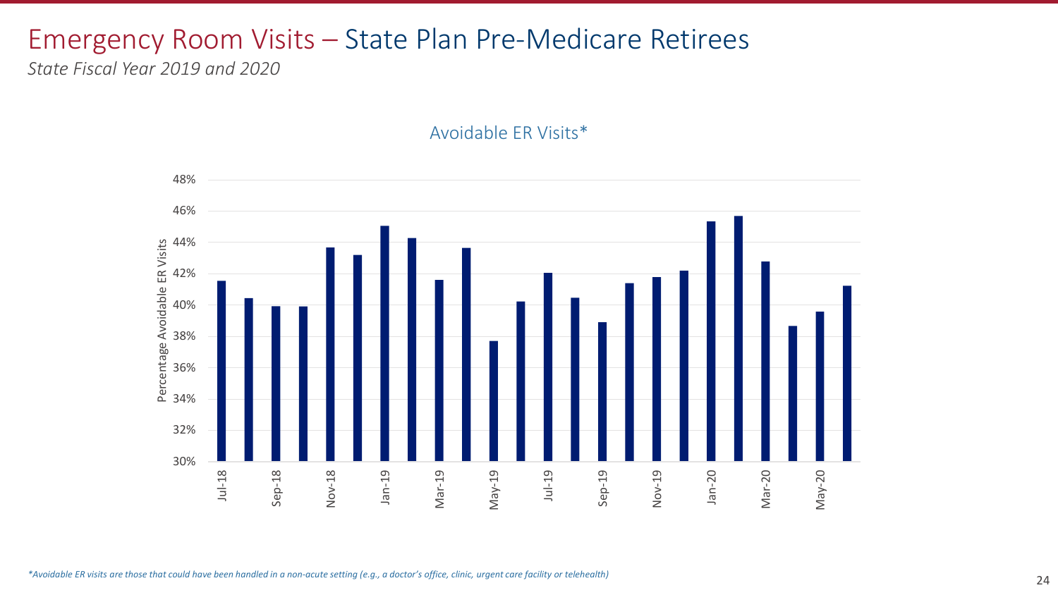# Emergency Room Visits – State Plan Pre-Medicare Retirees

*State Fiscal Year 2019 and 2020*

Avoidable ER Visits*

*Avoidable ER visits are those that could have been handled in a non-acute setting (e.g., a doctor's office, clinic, urgent care facility or telehealth)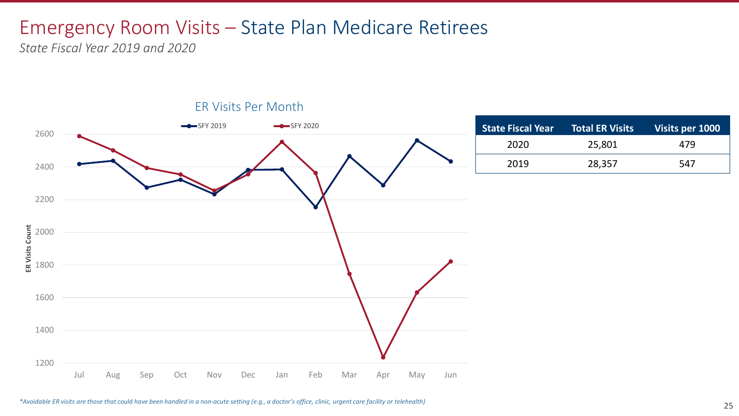# Emergency Room Visits – State Plan Medicare Retirees

*State Fiscal Year 2019 and 2020*

ER Visits Per Month

| State Fiscal Year | Total ER Visits | Visits per 1000 |
|---|---|---|
| 2020 | 25,801 | 479 |
| 2019 | 28,357 | 547 |

*\*Avoidable ER visits are those that could have been handled in a non-acute setting (e.g., a doctor's office, clinic, urgent care facility or telehealth)*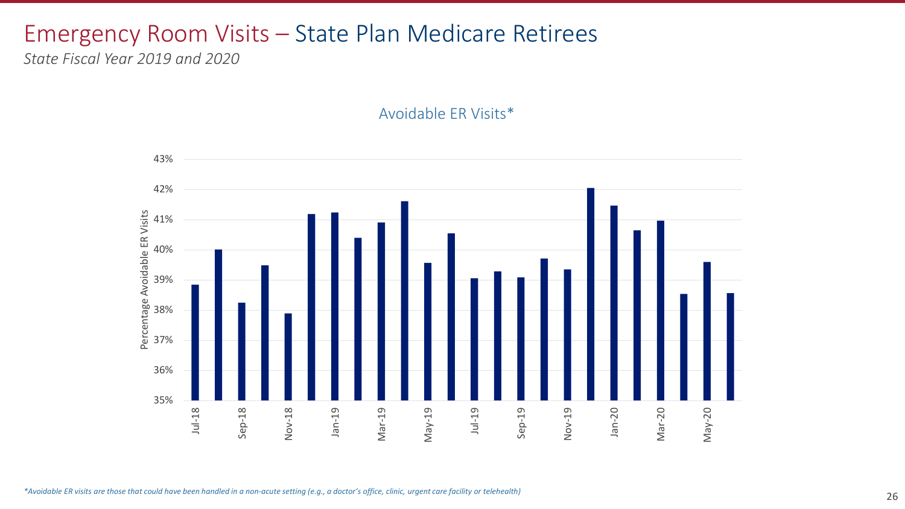# Emergency Room Visits – State Plan Medicare Retirees

*State Fiscal Year 2019 and 2020*

Avoidable ER Visits*

*Avoidable ER visits are those that could have been handled in a non-acute setting (e.g., a doctor's office, clinic, urgent care facility or telehealth)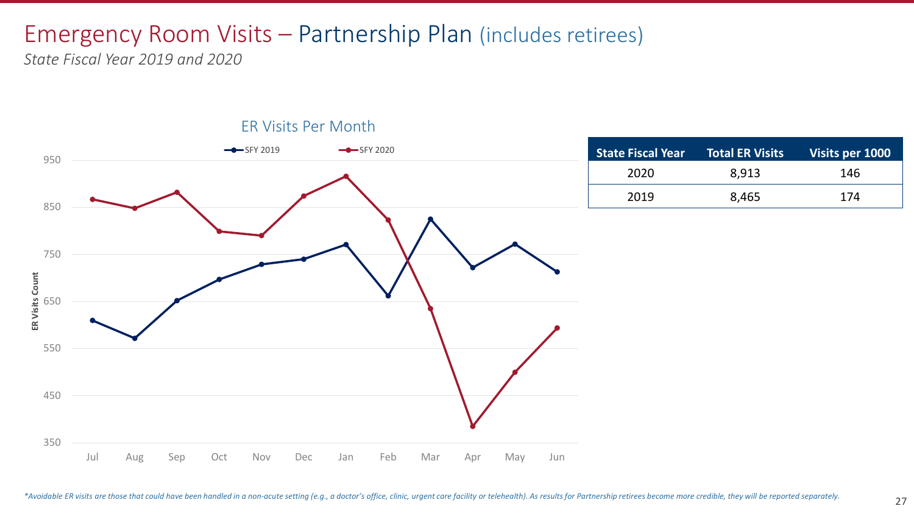# Emergency Room Visits – Partnership Plan (includes retirees)

*State Fiscal Year 2019 and 2020*

ER Visits Per Month

| State Fiscal Year | Total ER Visits | Visits per 1000 |
|---|---|---|
| 2020 | 8,913 | 146 |
| 2019 | 8,465 | 174 |

*\*Avoidable ER visits are those that could have been handled in a non-acute setting (e.g., a doctor's office, clinic, urgent care facility or telehealth). As results for Partnership retirees become more credible, they will be reported separately.*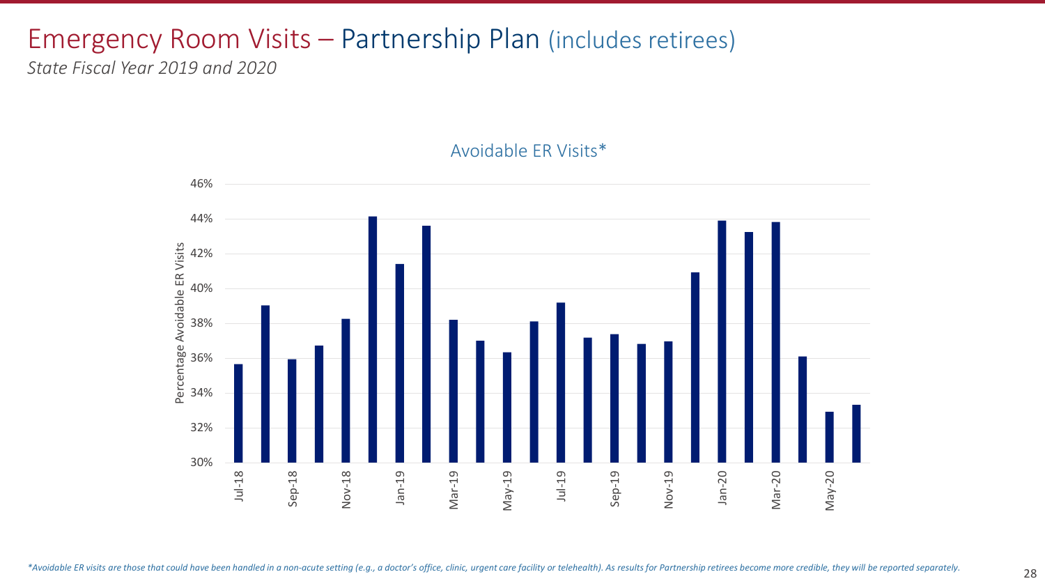# Emergency Room Visits – Partnership Plan (includes retirees)

*State Fiscal Year 2019 and 2020*

Avoidable ER Visits*

*Avoidable ER visits are those that could have been handled in a non-acute setting (e.g., a doctor's office, clinic, urgent care facility or telehealth). As results for Partnership retirees become more credible, they will be reported separately.*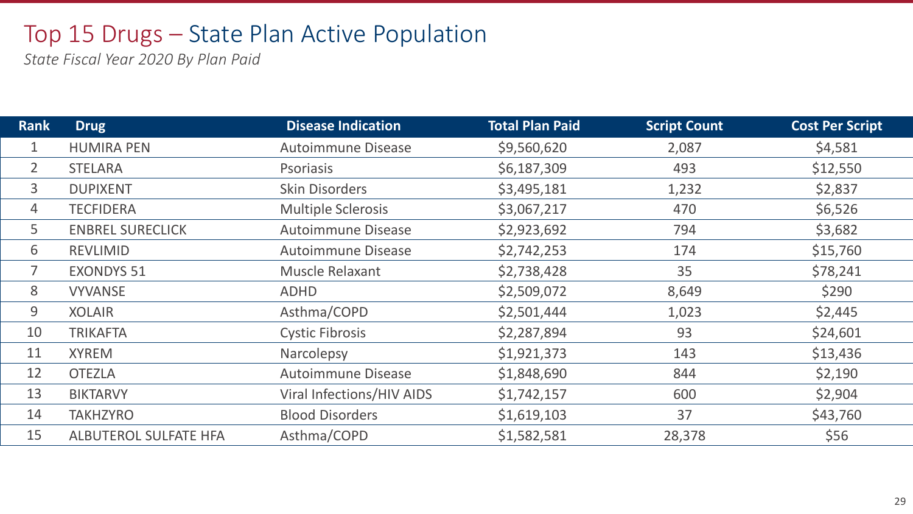# Top 15 Drugs – State Plan Active Population

*State Fiscal Year 2020 By Plan Paid*

| Rank | Drug | Disease Indication | Total Plan Paid | Script Count | Cost Per Script |
|---|---|---|---|---|---|
| 1 | HUMIRA PEN | Autoimmune Disease | $9,560,620 | 2,087 | $4,581 |
| 2 | STELARA | Psoriasis | $6,187,309 | 493 | $12,550 |
| 3 | DUPIXENT | Skin Disorders | $3,495,181 | 1,232 | $2,837 |
| 4 | TECFIDERA | Multiple Sclerosis | $3,067,217 | 470 | $6,526 |
| 5 | ENBREL SURECLICK | Autoimmune Disease | $2,923,692 | 794 | $3,682 |
| 6 | REVLIMID | Autoimmune Disease | $2,742,253 | 174 | $15,760 |
| 7 | EXONDYS 51 | Muscle Relaxant | $2,738,428 | 35 | $78,241 |
| 8 | VYVANSE | ADHD | $2,509,072 | 8,649 | $290 |
| 9 | XOLAIR | Asthma/COPD | $2,501,444 | 1,023 | $2,445 |
| 10 | TRIKAFTA | Cystic Fibrosis | $2,287,894 | 93 | $24,601 |
| 11 | XYREM | Narcolepsy | $1,921,373 | 143 | $13,436 |
| 12 | OTEZLA | Autoimmune Disease | $1,848,690 | 844 | $2,190 |
| 13 | BIKTARVY | Viral Infections/HIV AIDS | $1,742,157 | 600 | $2,904 |
| 14 | TAKHZYRO | Blood Disorders | $1,619,103 | 37 | $43,760 |
| 15 | ALBUTEROL SULFATE HFA | Asthma/COPD | $1,582,581 | 28,378 | $56 |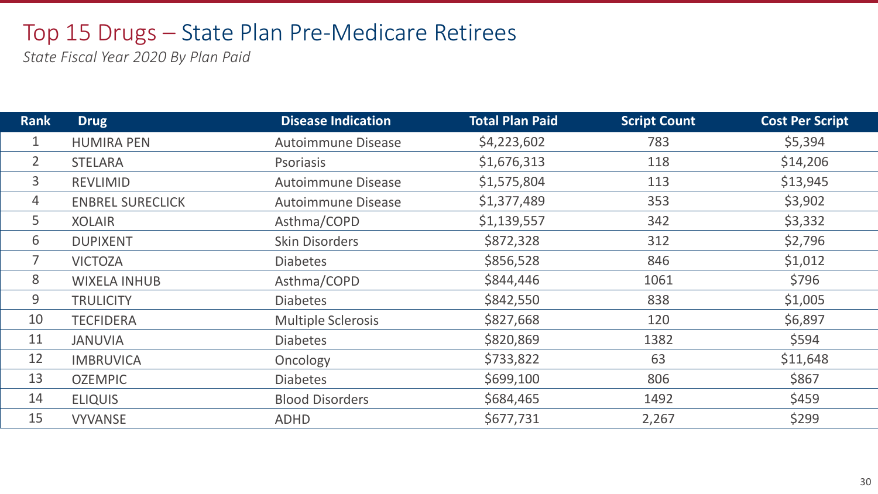# Top 15 Drugs – State Plan Pre-Medicare Retirees

*State Fiscal Year 2020 By Plan Paid*

| Rank | Drug | Disease Indication | Total Plan Paid | Script Count | Cost Per Script |
|---|---|---|---|---|---|
| 1 | HUMIRA PEN | Autoimmune Disease | $4,223,602 | 783 | $5,394 |
| 2 | STELARA | Psoriasis | $1,676,313 | 118 | $14,206 |
| 3 | REVLIMID | Autoimmune Disease | $1,575,804 | 113 | $13,945 |
| 4 | ENBREL SURECLICK | Autoimmune Disease | $1,377,489 | 353 | $3,902 |
| 5 | XOLAIR | Asthma/COPD | $1,139,557 | 342 | $3,332 |
| 6 | DUPIXENT | Skin Disorders | $872,328 | 312 | $2,796 |
| 7 | VICTOZA | Diabetes | $856,528 | 846 | $1,012 |
| 8 | WIXELA INHUB | Asthma/COPD | $844,446 | 1061 | $796 |
| 9 | TRULICITY | Diabetes | $842,550 | 838 | $1,005 |
| 10 | TECFIDERA | Multiple Sclerosis | $827,668 | 120 | $6,897 |
| 11 | JANUVIA | Diabetes | $820,869 | 1382 | $594 |
| 12 | IMBRUVICA | Oncology | $733,822 | 63 | $11,648 |
| 13 | OZEMPIC | Diabetes | $699,100 | 806 | $867 |
| 14 | ELIQUIS | Blood Disorders | $684,465 | 1492 | $459 |
| 15 | VYVANSE | ADHD | $677,731 | 2,267 | $299 |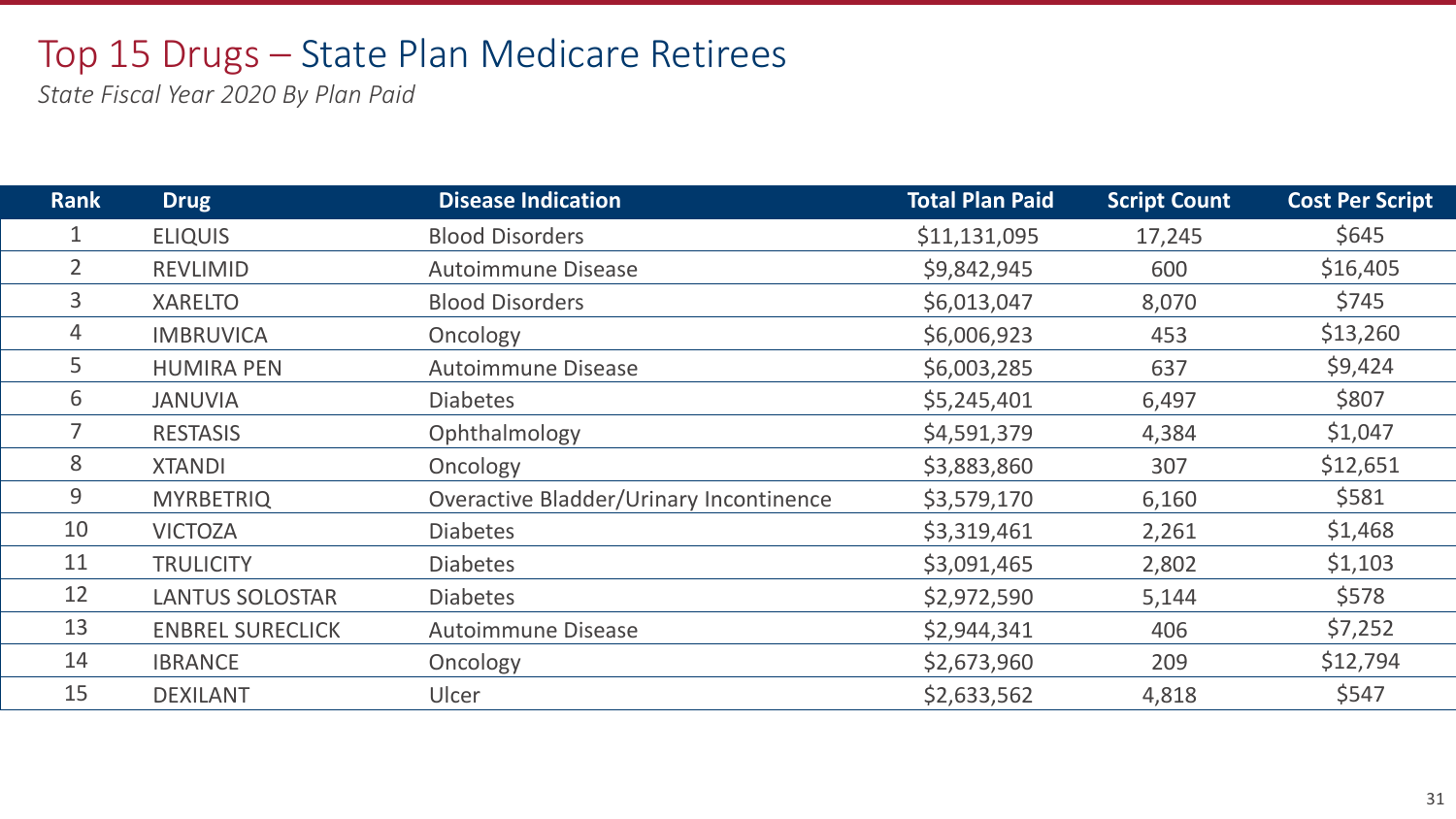# Top 15 Drugs – State Plan Medicare Retirees

*State Fiscal Year 2020 By Plan Paid*

| Rank | Drug | Disease Indication | Total Plan Paid | Script Count | Cost Per Script |
|---|---|---|---|---|---|
| 1 | ELIQUIS | Blood Disorders | $11,131,095 | 17,245 | $645 |
| 2 | REVLIMID | Autoimmune Disease | $9,842,945 | 600 | $16,405 |
| 3 | XARELTO | Blood Disorders | $6,013,047 | 8,070 | $745 |
| 4 | IMBRUVICA | Oncology | $6,006,923 | 453 | $13,260 |
| 5 | HUMIRA PEN | Autoimmune Disease | $6,003,285 | 637 | $9,424 |
| 6 | JANUVIA | Diabetes | $5,245,401 | 6,497 | $807 |
| 7 | RESTASIS | Ophthalmology | $4,591,379 | 4,384 | $1,047 |
| 8 | XTANDI | Oncology | $3,883,860 | 307 | $12,651 |
| 9 | MYRBETRIQ | Overactive Bladder/Urinary Incontinence | $3,579,170 | 6,160 | $581 |
| 10 | VICTOZA | Diabetes | $3,319,461 | 2,261 | $1,468 |
| 11 | TRULICITY | Diabetes | $3,091,465 | 2,802 | $1,103 |
| 12 | LANTUS SOLOSTAR | Diabetes | $2,972,590 | 5,144 | $578 |
| 13 | ENBREL SURECLICK | Autoimmune Disease | $2,944,341 | 406 | $7,252 |
| 14 | IBRANCE | Oncology | $2,673,960 | 209 | $12,794 |
| 15 | DEXILANT | Ulcer | $2,633,562 | 4,818 | $547 |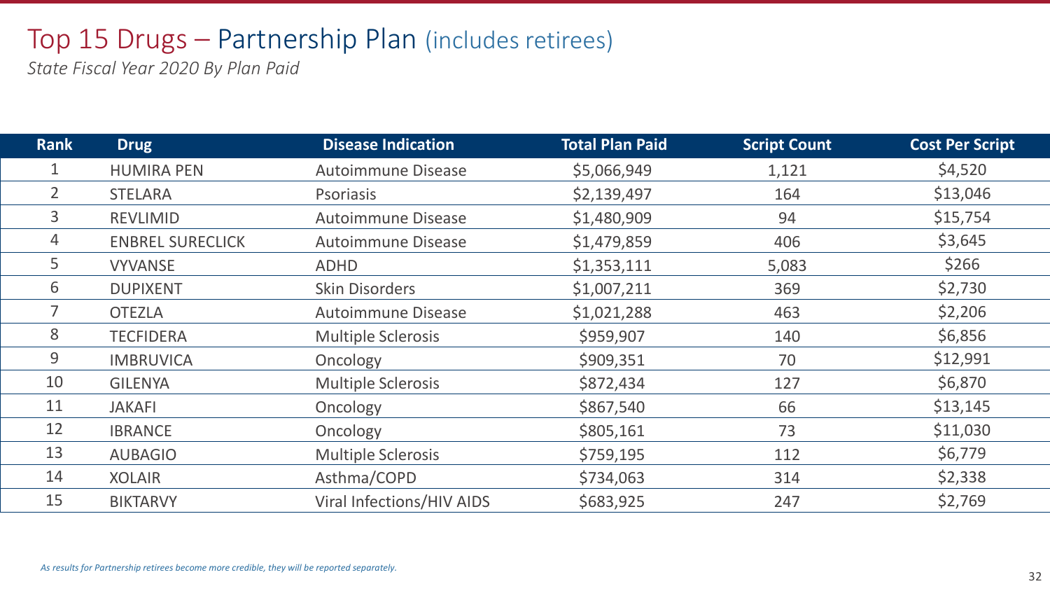# Top 15 Drugs – Partnership Plan (includes retirees)

*State Fiscal Year 2020 By Plan Paid*

| Rank | Drug | Disease Indication | Total Plan Paid | Script Count | Cost Per Script |
|---|---|---|---|---|---|
| 1 | HUMIRA PEN | Autoimmune Disease | $5,066,949 | 1,121 | $4,520 |
| 2 | STELARA | Psoriasis | $2,139,497 | 164 | $13,046 |
| 3 | REVLIMID | Autoimmune Disease | $1,480,909 | 94 | $15,754 |
| 4 | ENBREL SURECLICK | Autoimmune Disease | $1,479,859 | 406 | $3,645 |
| 5 | VYVANSE | ADHD | $1,353,111 | 5,083 | $266 |
| 6 | DUPIXENT | Skin Disorders | $1,007,211 | 369 | $2,730 |
| 7 | OTEZLA | Autoimmune Disease | $1,021,288 | 463 | $2,206 |
| 8 | TECFIDERA | Multiple Sclerosis | $959,907 | 140 | $6,856 |
| 9 | IMBRUVICA | Oncology | $909,351 | 70 | $12,991 |
| 10 | GILENYA | Multiple Sclerosis | $872,434 | 127 | $6,870 |
| 11 | JAKAFI | Oncology | $867,540 | 66 | $13,145 |
| 12 | IBRANCE | Oncology | $805,161 | 73 | $11,030 |
| 13 | AUBAGIO | Multiple Sclerosis | $759,195 | 112 | $6,779 |
| 14 | XOLAIR | Asthma/COPD | $734,063 | 314 | $2,338 |
| 15 | BIKTARVY | Viral Infections/HIV AIDS | $683,925 | 247 | $2,769 |

*As results for Partnership retirees become more credible, they will be reported separately.*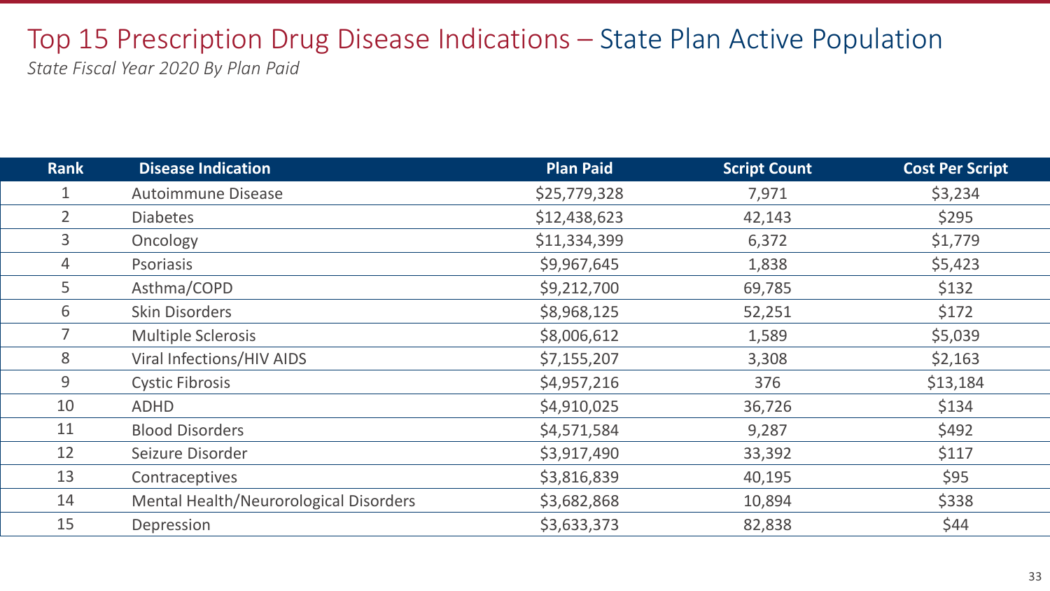# Top 15 Prescription Drug Disease Indications – State Plan Active Population

*State Fiscal Year 2020 By Plan Paid*

| Rank | Disease Indication | Plan Paid | Script Count | Cost Per Script |
|---|---|---|---|---|
| 1 | Autoimmune Disease | $25,779,328 | 7,971 | $3,234 |
| 2 | Diabetes | $12,438,623 | 42,143 | $295 |
| 3 | Oncology | $11,334,399 | 6,372 | $1,779 |
| 4 | Psoriasis | $9,967,645 | 1,838 | $5,423 |
| 5 | Asthma/COPD | $9,212,700 | 69,785 | $132 |
| 6 | Skin Disorders | $8,968,125 | 52,251 | $172 |
| 7 | Multiple Sclerosis | $8,006,612 | 1,589 | $5,039 |
| 8 | Viral Infections/HIV AIDS | $7,155,207 | 3,308 | $2,163 |
| 9 | Cystic Fibrosis | $4,957,216 | 376 | $13,184 |
| 10 | ADHD | $4,910,025 | 36,726 | $134 |
| 11 | Blood Disorders | $4,571,584 | 9,287 | $492 |
| 12 | Seizure Disorder | $3,917,490 | 33,392 | $117 |
| 13 | Contraceptives | $3,816,839 | 40,195 | $95 |
| 14 | Mental Health/Neurorological Disorders | $3,682,868 | 10,894 | $338 |
| 15 | Depression | $3,633,373 | 82,838 | $44 |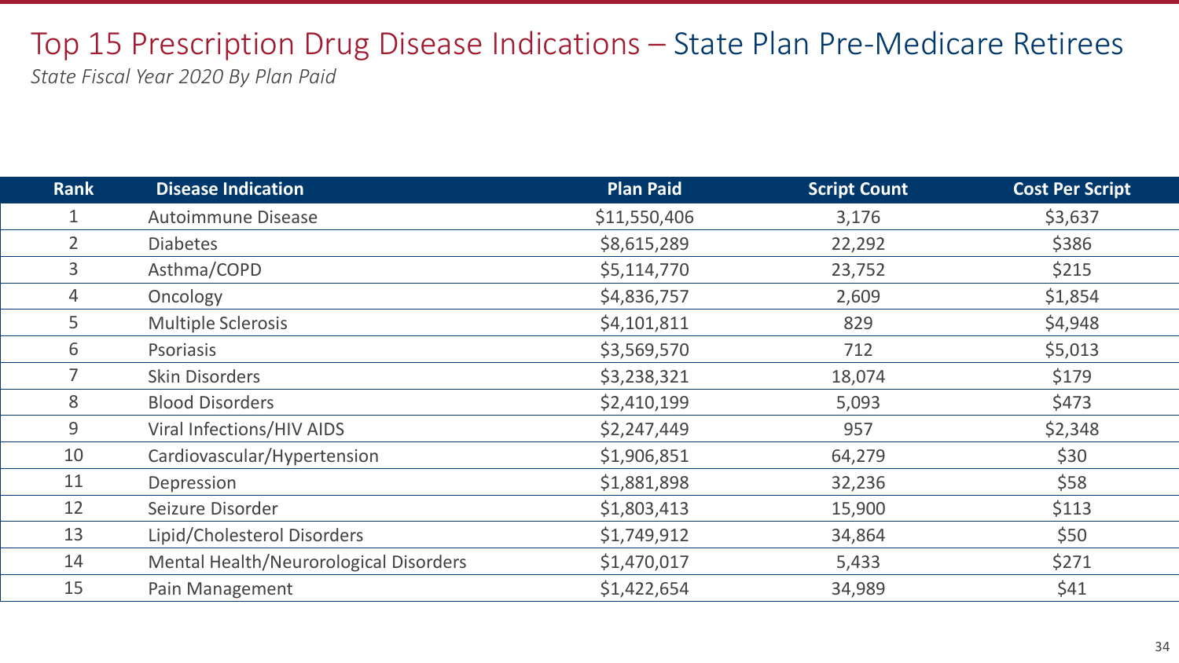# Top 15 Prescription Drug Disease Indications – State Plan Pre-Medicare Retirees

*State Fiscal Year 2020 By Plan Paid*

| Rank | Disease Indication | Plan Paid | Script Count | Cost Per Script |
|---|---|---|---|---|
| 1 | Autoimmune Disease | $11,550,406 | 3,176 | $3,637 |
| 2 | Diabetes | $8,615,289 | 22,292 | $386 |
| 3 | Asthma/COPD | $5,114,770 | 23,752 | $215 |
| 4 | Oncology | $4,836,757 | 2,609 | $1,854 |
| 5 | Multiple Sclerosis | $4,101,811 | 829 | $4,948 |
| 6 | Psoriasis | $3,569,570 | 712 | $5,013 |
| 7 | Skin Disorders | $3,238,321 | 18,074 | $179 |
| 8 | Blood Disorders | $2,410,199 | 5,093 | $473 |
| 9 | Viral Infections/HIV AIDS | $2,247,449 | 957 | $2,348 |
| 10 | Cardiovascular/Hypertension | $1,906,851 | 64,279 | $30 |
| 11 | Depression | $1,881,898 | 32,236 | $58 |
| 12 | Seizure Disorder | $1,803,413 | 15,900 | $113 |
| 13 | Lipid/Cholesterol Disorders | $1,749,912 | 34,864 | $50 |
| 14 | Mental Health/Neurorological Disorders | $1,470,017 | 5,433 | $271 |
| 15 | Pain Management | $1,422,654 | 34,989 | $41 |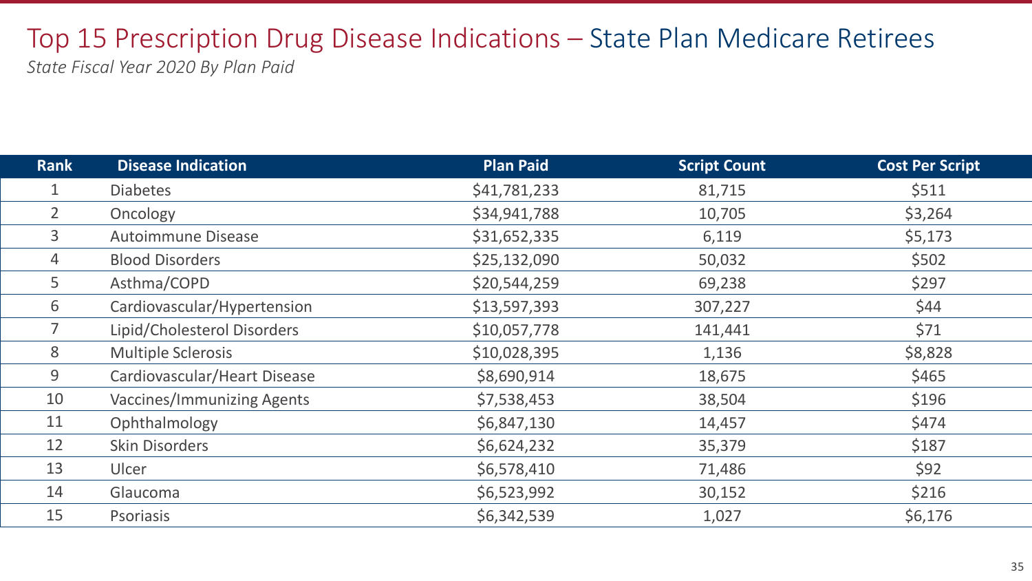# Top 15 Prescription Drug Disease Indications – State Plan Medicare Retirees

*State Fiscal Year 2020 By Plan Paid*

| Rank | Disease Indication | Plan Paid | Script Count | Cost Per Script |
|---|---|---|---|---|
| 1 | Diabetes | $41,781,233 | 81,715 | $511 |
| 2 | Oncology | $34,941,788 | 10,705 | $3,264 |
| 3 | Autoimmune Disease | $31,652,335 | 6,119 | $5,173 |
| 4 | Blood Disorders | $25,132,090 | 50,032 | $502 |
| 5 | Asthma/COPD | $20,544,259 | 69,238 | $297 |
| 6 | Cardiovascular/Hypertension | $13,597,393 | 307,227 | $44 |
| 7 | Lipid/Cholesterol Disorders | $10,057,778 | 141,441 | $71 |
| 8 | Multiple Sclerosis | $10,028,395 | 1,136 | $8,828 |
| 9 | Cardiovascular/Heart Disease | $8,690,914 | 18,675 | $465 |
| 10 | Vaccines/Immunizing Agents | $7,538,453 | 38,504 | $196 |
| 11 | Ophthalmology | $6,847,130 | 14,457 | $474 |
| 12 | Skin Disorders | $6,624,232 | 35,379 | $187 |
| 13 | Ulcer | $6,578,410 | 71,486 | $92 |
| 14 | Glaucoma | $6,523,992 | 30,152 | $216 |
| 15 | Psoriasis | $6,342,539 | 1,027 | $6,176 |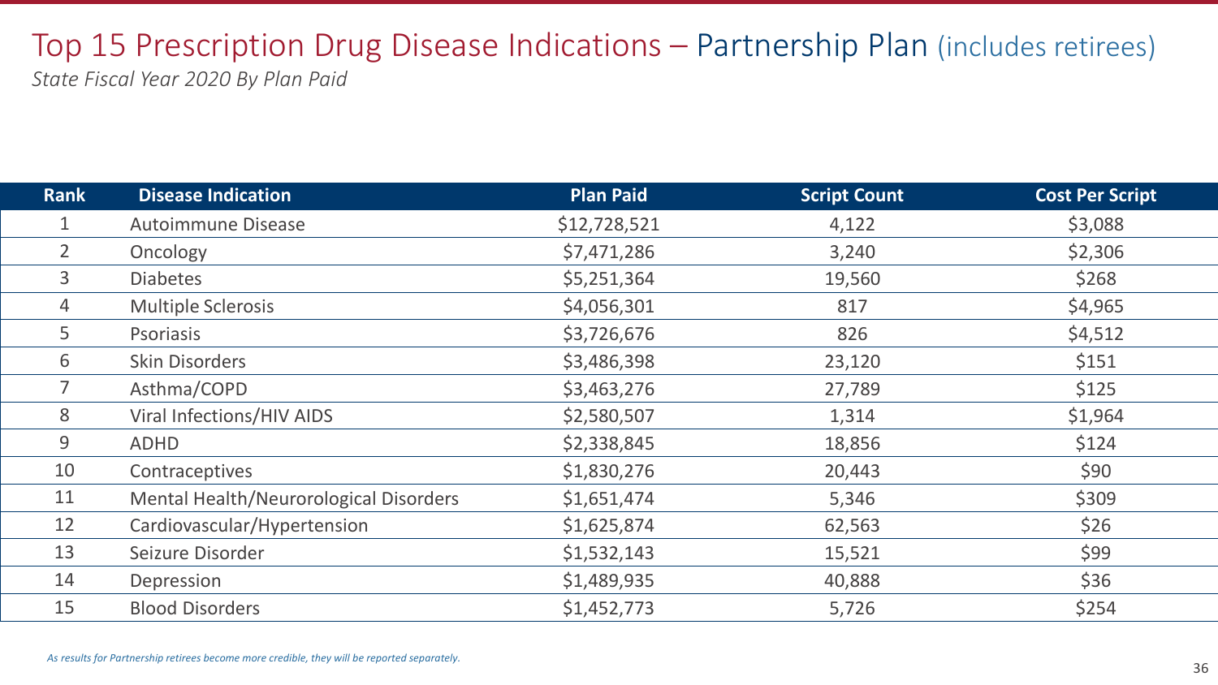# Top 15 Prescription Drug Disease Indications – Partnership Plan (includes retirees)

*State Fiscal Year 2020 By Plan Paid*

| Rank | Disease Indication | Plan Paid | Script Count | Cost Per Script |
|---|---|---|---|---|
| 1 | Autoimmune Disease | $12,728,521 | 4,122 | $3,088 |
| 2 | Oncology | $7,471,286 | 3,240 | $2,306 |
| 3 | Diabetes | $5,251,364 | 19,560 | $268 |
| 4 | Multiple Sclerosis | $4,056,301 | 817 | $4,965 |
| 5 | Psoriasis | $3,726,676 | 826 | $4,512 |
| 6 | Skin Disorders | $3,486,398 | 23,120 | $151 |
| 7 | Asthma/COPD | $3,463,276 | 27,789 | $125 |
| 8 | Viral Infections/HIV AIDS | $2,580,507 | 1,314 | $1,964 |
| 9 | ADHD | $2,338,845 | 18,856 | $124 |
| 10 | Contraceptives | $1,830,276 | 20,443 | $90 |
| 11 | Mental Health/Neurological Disorders | $1,651,474 | 5,346 | $309 |
| 12 | Cardiovascular/Hypertension | $1,625,874 | 62,563 | $26 |
| 13 | Seizure Disorder | $1,532,143 | 15,521 | $99 |
| 14 | Depression | $1,489,935 | 40,888 | $36 |
| 15 | Blood Disorders | $1,452,773 | 5,726 | $254 |

*As results for Partnership retirees become more credible, they will be reported separately.*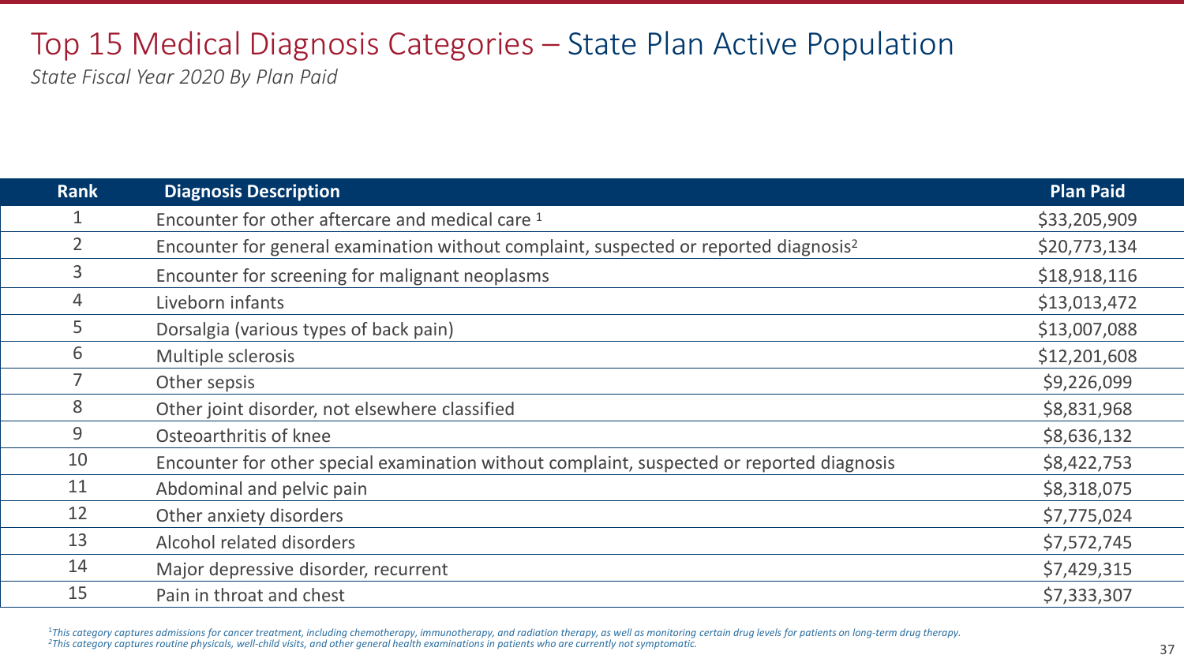# Top 15 Medical Diagnosis Categories – State Plan Active Population

*State Fiscal Year 2020 By Plan Paid*

| Rank | Diagnosis Description | Plan Paid |
|---|---|---|
| 1 | Encounter for other aftercare and medical care [1] | $33,205,909 |
| 2 | Encounter for general examination without complaint, suspected or reported diagnosis[2] | $20,773,134 |
| 3 | Encounter for screening for malignant neoplasms | $18,918,116 |
| 4 | Liveborn infants | $13,013,472 |
| 5 | Dorsalgia (various types of back pain) | $13,007,088 |
| 6 | Multiple sclerosis | $12,201,608 |
| 7 | Other sepsis | $9,226,099 |
| 8 | Other joint disorder, not elsewhere classified | $8,831,968 |
| 9 | Osteoarthritis of knee | $8,636,132 |
| 10 | Encounter for other special examination without complaint, suspected or reported diagnosis | $8,422,753 |
| 11 | Abdominal and pelvic pain | $8,318,075 |
| 12 | Other anxiety disorders | $7,775,024 |
| 13 | Alcohol related disorders | $7,572,745 |
| 14 | Major depressive disorder, recurrent | $7,429,315 |
| 15 | Pain in throat and chest | $7,333,307 |

*[1]This category captures admissions for cancer treatment, including chemotherapy, immunotherapy, and radiation therapy, as well as monitoring certain drug levels for patients on long-term drug therapy.*
*[2]This category captures routine physicals, well-child visits, and other general health examinations in patients who are currently not symptomatic.*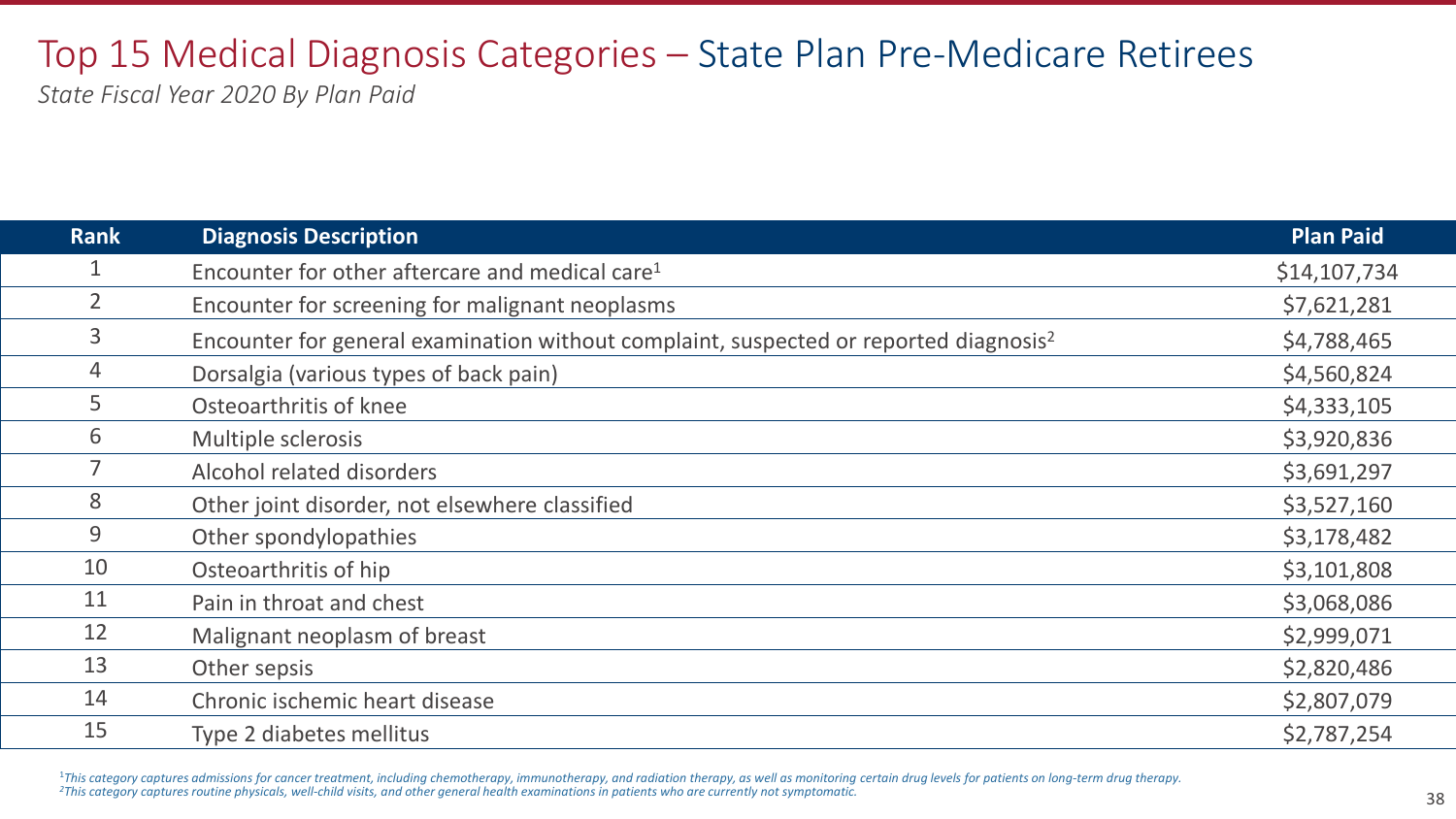# Top 15 Medical Diagnosis Categories – State Plan Pre-Medicare Retirees

*State Fiscal Year 2020 By Plan Paid*

| Rank | Diagnosis Description | Plan Paid |
|---|---|---|
| 1 | Encounter for other aftercare and medical care[1] | $14,107,734 |
| 2 | Encounter for screening for malignant neoplasms | $7,621,281 |
| 3 | Encounter for general examination without complaint, suspected or reported diagnosis[2] | $4,788,465 |
| 4 | Dorsalgia (various types of back pain) | $4,560,824 |
| 5 | Osteoarthritis of knee | $4,333,105 |
| 6 | Multiple sclerosis | $3,920,836 |
| 7 | Alcohol related disorders | $3,691,297 |
| 8 | Other joint disorder, not elsewhere classified | $3,527,160 |
| 9 | Other spondylopathies | $3,178,482 |
| 10 | Osteoarthritis of hip | $3,101,808 |
| 11 | Pain in throat and chest | $3,068,086 |
| 12 | Malignant neoplasm of breast | $2,999,071 |
| 13 | Other sepsis | $2,820,486 |
| 14 | Chronic ischemic heart disease | $2,807,079 |
| 15 | Type 2 diabetes mellitus | $2,787,254 |

*[1]This category captures admissions for cancer treatment, including chemotherapy, immunotherapy, and radiation therapy, as well as monitoring certain drug levels for patients on long-term drug therapy.*
*[2]This category captures routine physicals, well-child visits, and other general health examinations in patients who are currently not symptomatic.*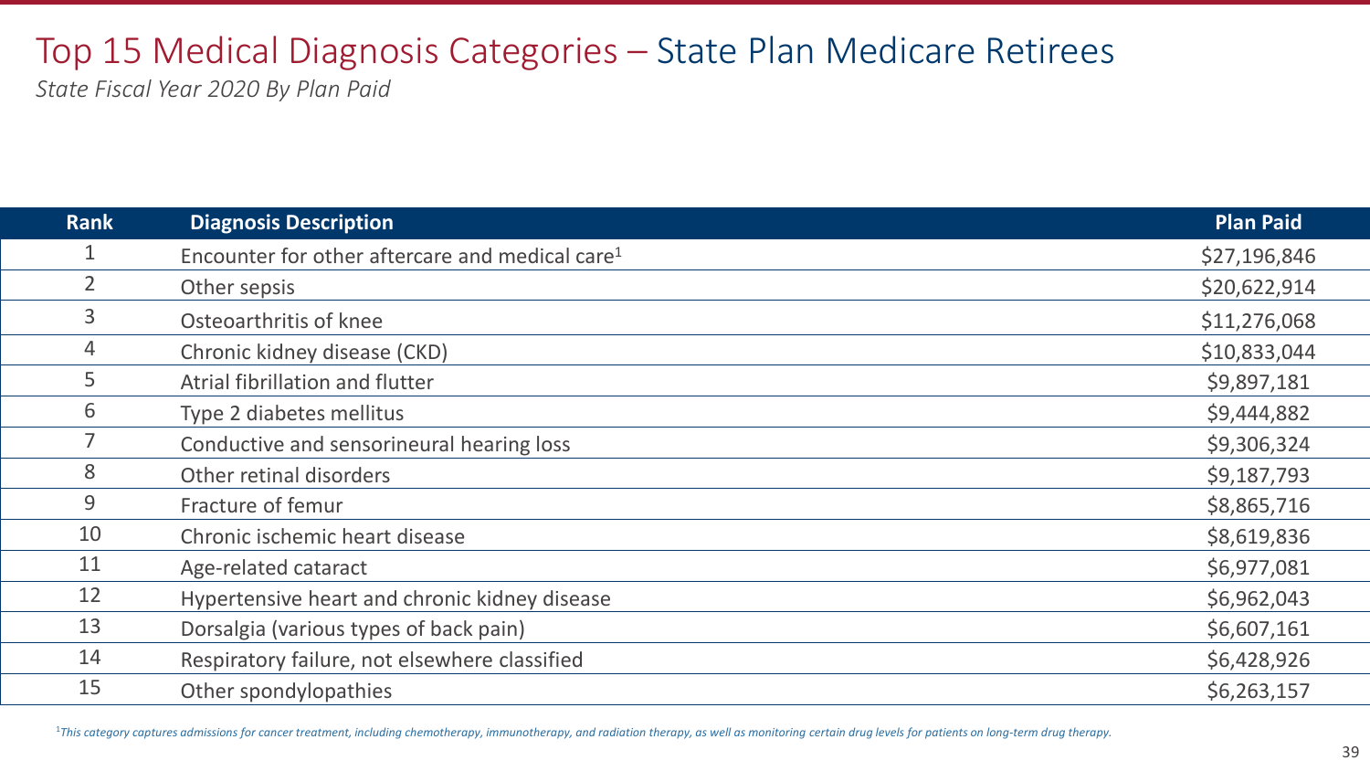# Top 15 Medical Diagnosis Categories – State Plan Medicare Retirees

*State Fiscal Year 2020 By Plan Paid*

| Rank | Diagnosis Description | Plan Paid |
|---|---|---|
| 1 | Encounter for other aftercare and medical care[1] | $27,196,846 |
| 2 | Other sepsis | $20,622,914 |
| 3 | Osteoarthritis of knee | $11,276,068 |
| 4 | Chronic kidney disease (CKD) | $10,833,044 |
| 5 | Atrial fibrillation and flutter | $9,897,181 |
| 6 | Type 2 diabetes mellitus | $9,444,882 |
| 7 | Conductive and sensorineural hearing loss | $9,306,324 |
| 8 | Other retinal disorders | $9,187,793 |
| 9 | Fracture of femur | $8,865,716 |
| 10 | Chronic ischemic heart disease | $8,619,836 |
| 11 | Age-related cataract | $6,977,081 |
| 12 | Hypertensive heart and chronic kidney disease | $6,962,043 |
| 13 | Dorsalgia (various types of back pain) | $6,607,161 |
| 14 | Respiratory failure, not elsewhere classified | $6,428,926 |
| 15 | Other spondylopathies | $6,263,157 |

[1]*This category captures admissions for cancer treatment, including chemotherapy, immunotherapy, and radiation therapy, as well as monitoring certain drug levels for patients on long-term drug therapy.*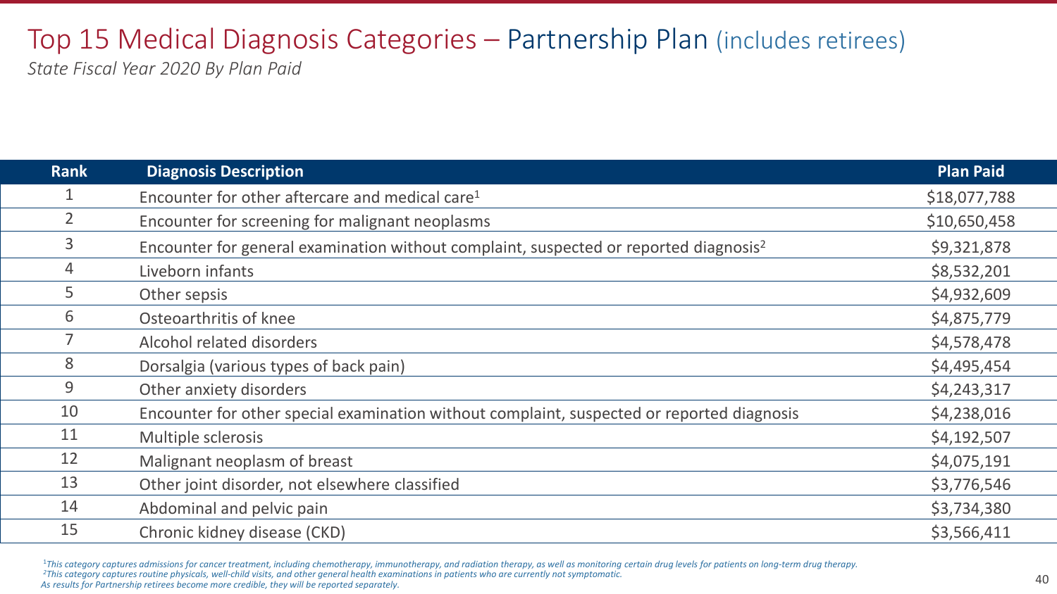# Top 15 Medical Diagnosis Categories – Partnership Plan (includes retirees)

*State Fiscal Year 2020 By Plan Paid*

| Rank | Diagnosis Description | Plan Paid |
|---|---|---|
| 1 | Encounter for other aftercare and medical care[1] | $18,077,788 |
| 2 | Encounter for screening for malignant neoplasms | $10,650,458 |
| 3 | Encounter for general examination without complaint, suspected or reported diagnosis[2] | $9,321,878 |
| 4 | Liveborn infants | $8,532,201 |
| 5 | Other sepsis | $4,932,609 |
| 6 | Osteoarthritis of knee | $4,875,779 |
| 7 | Alcohol related disorders | $4,578,478 |
| 8 | Dorsalgia (various types of back pain) | $4,495,454 |
| 9 | Other anxiety disorders | $4,243,317 |
| 10 | Encounter for other special examination without complaint, suspected or reported diagnosis | $4,238,016 |
| 11 | Multiple sclerosis | $4,192,507 |
| 12 | Malignant neoplasm of breast | $4,075,191 |
| 13 | Other joint disorder, not elsewhere classified | $3,776,546 |
| 14 | Abdominal and pelvic pain | $3,734,380 |
| 15 | Chronic kidney disease (CKD) | $3,566,411 |

*[1]This category captures admissions for cancer treatment, including chemotherapy, immunotherapy, and radiation therapy, as well as monitoring certain drug levels for patients on long-term drug therapy.*
*[2]This category captures routine physicals, well-child visits, and other general health examinations in patients who are currently not symptomatic.*
*As results for Partnership retirees become more credible, they will be reported separately.*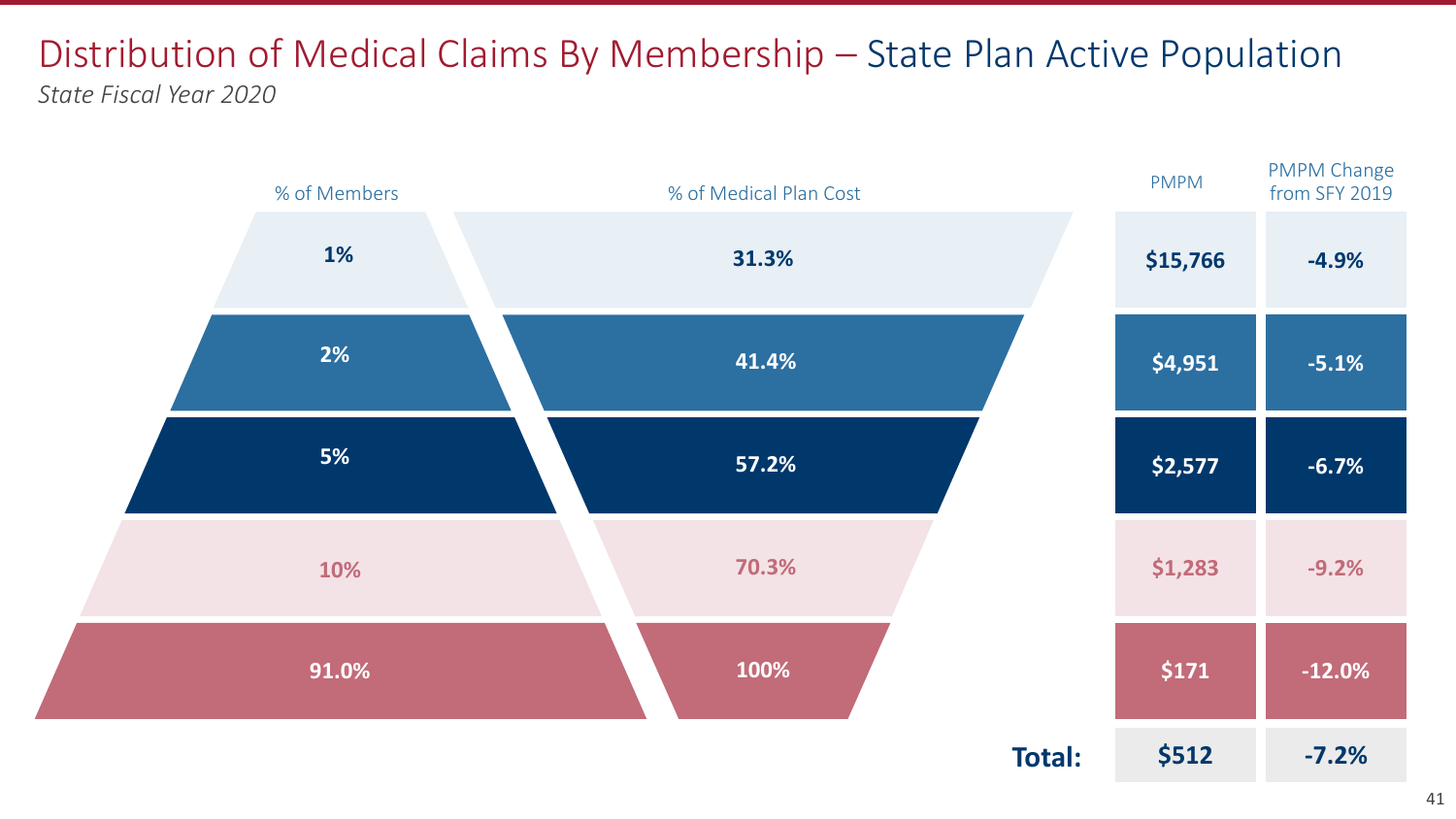# Distribution of Medical Claims By Membership – State Plan Active Population

*State Fiscal Year 2020*

| % of Members | % of Medical Plan Cost | PMPM | PMPM Change from SFY 2019 |
|---|---|---|---|
| 1% | 31.3% | $15,766 | -4.9% |
| 2% | 41.4% | $4,951 | -5.1% |
| 5% | 57.2% | $2,577 | -6.7% |
| 10% | 70.3% | $1,283 | -9.2% |
| 91.0% | 100% | $171 | -12.0% |
| | **Total:** | $512 | -7.2% |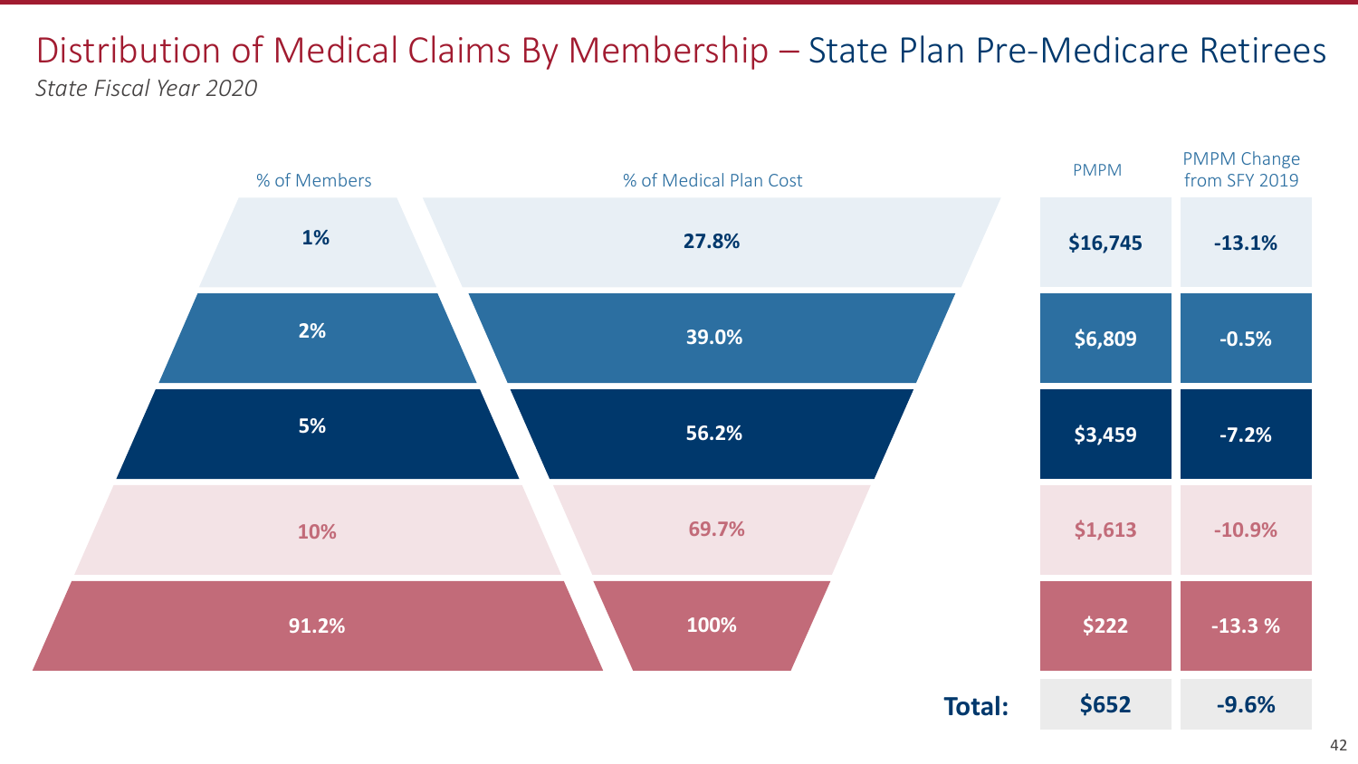# Distribution of Medical Claims By Membership – State Plan Pre-Medicare Retirees

*State Fiscal Year 2020*

| % of Members | % of Medical Plan Cost | PMPM | PMPM Change from SFY 2019 |
|---|---|---|---|
| 1% | 27.8% | $16,745 | -13.1% |
| 2% | 39.0% | $6,809 | -0.5% |
| 5% | 56.2% | $3,459 | -7.2% |
| 10% | 69.7% | $1,613 | -10.9% |
| 91.2% | 100% | $222 | -13.3 % |
| | **Total:** | **$652** | **-9.6%** |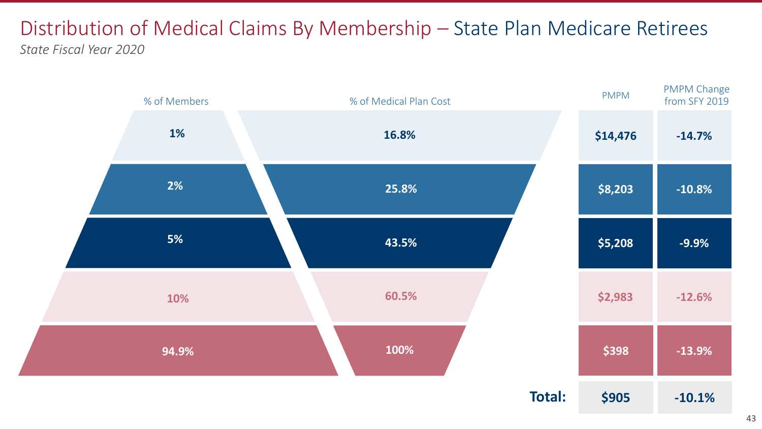# Distribution of Medical Claims By Membership – State Plan Medicare Retirees

*State Fiscal Year 2020*

| % of Members | % of Medical Plan Cost | PMPM | PMPM Change from SFY 2019 |
|---|---|---|---|
| 1% | 16.8% | $14,476 | -14.7% |
| 2% | 25.8% | $8,203 | -10.8% |
| 5% | 43.5% | $5,208 | -9.9% |
| 10% | 60.5% | $2,983 | -12.6% |
| 94.9% | 100% | $398 | -13.9% |
| | **Total:** | **$905** | **-10.1%** |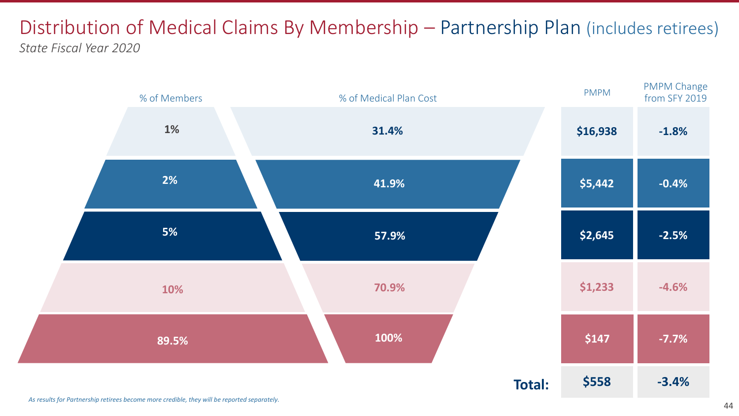# Distribution of Medical Claims By Membership – Partnership Plan (includes retirees)

*State Fiscal Year 2020*

| % of Members | % of Medical Plan Cost | PMPM | PMPM Change from SFY 2019 |
|---|---|---|---|
| 1% | 31.4% | $16,938 | -1.8% |
| 2% | 41.9% | $5,442 | -0.4% |
| 5% | 57.9% | $2,645 | -2.5% |
| 10% | 70.9% | $1,233 | -4.6% |
| 89.5% | 100% | $147 | -7.7% |
| | **Total:** | $558 | -3.4% |

*As results for Partnership retirees become more credible, they will be reported separately.*